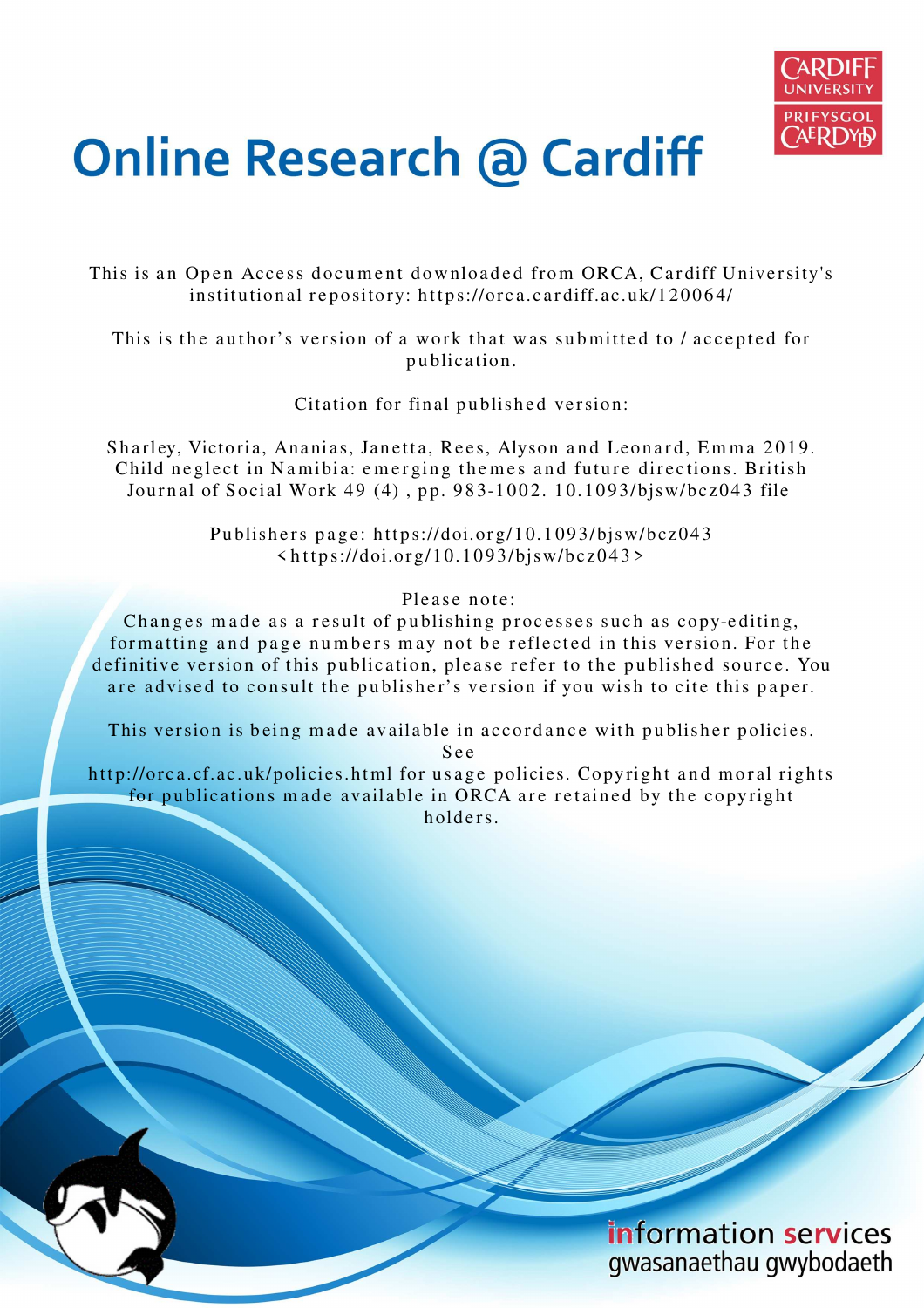# Online Research @ Cardiff

This is an Open Access document downloaded from ORCA, Cardiff University's institutional repository: https://orca.cardiff.ac.uk/120064/

This is the author's version of a work that was submitted to / accepted for publication.

Citation for final published version:

Sharley, Victoria, Ananias, Janetta, Rees, Alyson and Leonard, Emma 2019. Child neglect in Namibia: emerging themes and future directions. British Journal of Social Work 49 (4) , pp. 983-1002. 10.1093/bjsw/bcz043 file

Publishers page: https://doi.org/10.1093/bjsw/bcz043 <https://doi.org/10.1093/bjsw/bcz043>

Please note:
Changes made as a result of publishing processes such as copy-editing, formatting and page numbers may not be reflected in this version. For the definitive version of this publication, please refer to the published source. You are advised to consult the publisher's version if you wish to cite this paper.

This version is being made available in accordance with publisher policies. See http://orca.cf.ac.uk/policies.html for usage policies. Copyright and moral rights for publications made available in ORCA are retained by the copyright holders.

information services
gwasanaethau gwybodaeth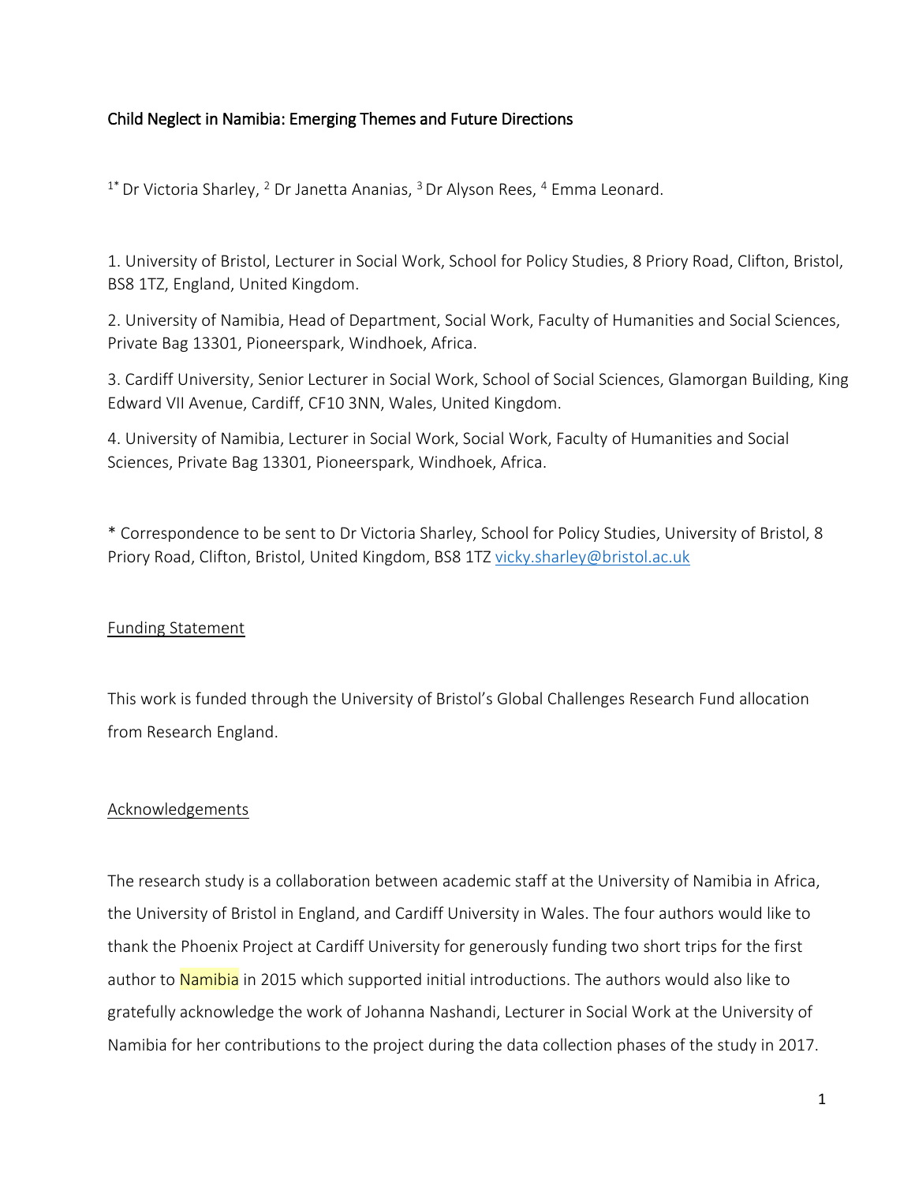Child Neglect in Namibia: Emerging Themes and Future Directions

[1*] Dr Victoria Sharley, [2] Dr Janetta Ananias, [3] Dr Alyson Rees, [4] Emma Leonard.

1. University of Bristol, Lecturer in Social Work, School for Policy Studies, 8 Priory Road, Clifton, Bristol, BS8 1TZ, England, United Kingdom.

2. University of Namibia, Head of Department, Social Work, Faculty of Humanities and Social Sciences, Private Bag 13301, Pioneerspark, Windhoek, Africa.

3. Cardiff University, Senior Lecturer in Social Work, School of Social Sciences, Glamorgan Building, King Edward VII Avenue, Cardiff, CF10 3NN, Wales, United Kingdom.

4. University of Namibia, Lecturer in Social Work, Social Work, Faculty of Humanities and Social Sciences, Private Bag 13301, Pioneerspark, Windhoek, Africa.

* Correspondence to be sent to Dr Victoria Sharley, School for Policy Studies, University of Bristol, 8 Priory Road, Clifton, Bristol, United Kingdom, BS8 1TZ vicky.sharley@bristol.ac.uk

## Funding Statement

This work is funded through the University of Bristol's Global Challenges Research Fund allocation from Research England.

## Acknowledgements

The research study is a collaboration between academic staff at the University of Namibia in Africa, the University of Bristol in England, and Cardiff University in Wales. The four authors would like to thank the Phoenix Project at Cardiff University for generously funding two short trips for the first author to Namibia in 2015 which supported initial introductions. The authors would also like to gratefully acknowledge the work of Johanna Nashandi, Lecturer in Social Work at the University of Namibia for her contributions to the project during the data collection phases of the study in 2017.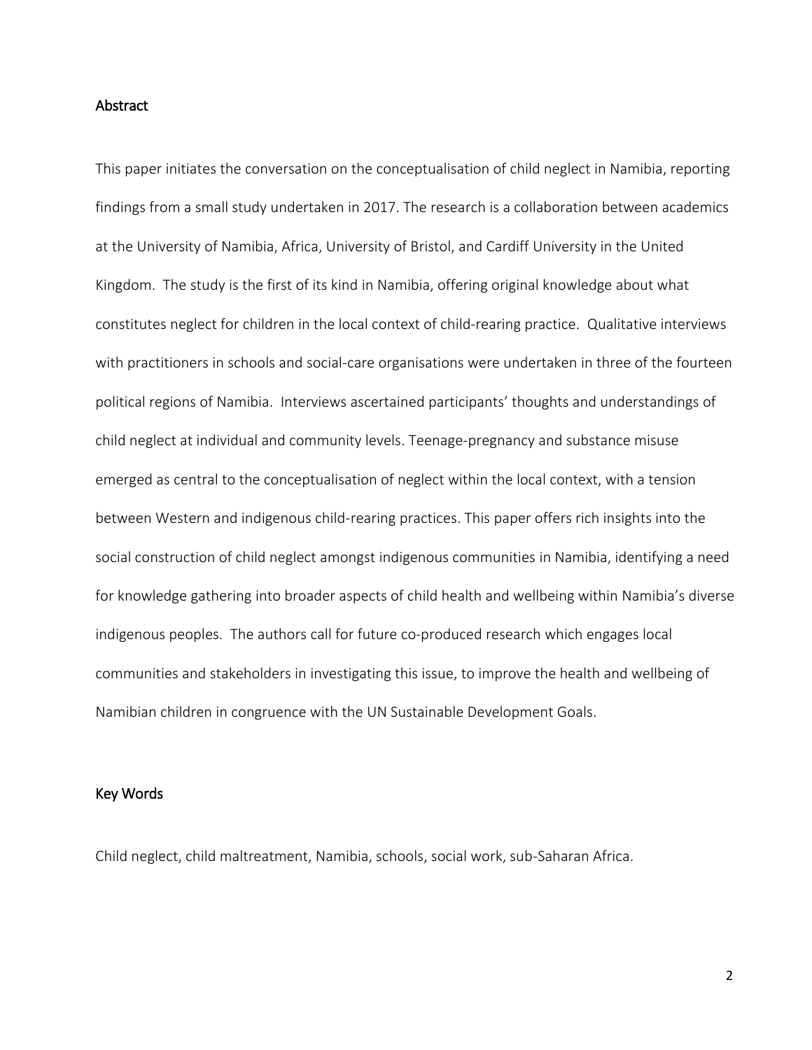## Abstract

This paper initiates the conversation on the conceptualisation of child neglect in Namibia, reporting findings from a small study undertaken in 2017. The research is a collaboration between academics at the University of Namibia, Africa, University of Bristol, and Cardiff University in the United Kingdom. The study is the first of its kind in Namibia, offering original knowledge about what constitutes neglect for children in the local context of child-rearing practice. Qualitative interviews with practitioners in schools and social-care organisations were undertaken in three of the fourteen political regions of Namibia. Interviews ascertained participants' thoughts and understandings of child neglect at individual and community levels. Teenage-pregnancy and substance misuse emerged as central to the conceptualisation of neglect within the local context, with a tension between Western and indigenous child-rearing practices. This paper offers rich insights into the social construction of child neglect amongst indigenous communities in Namibia, identifying a need for knowledge gathering into broader aspects of child health and wellbeing within Namibia's diverse indigenous peoples. The authors call for future co-produced research which engages local communities and stakeholders in investigating this issue, to improve the health and wellbeing of Namibian children in congruence with the UN Sustainable Development Goals.

## Key Words

Child neglect, child maltreatment, Namibia, schools, social work, sub-Saharan Africa.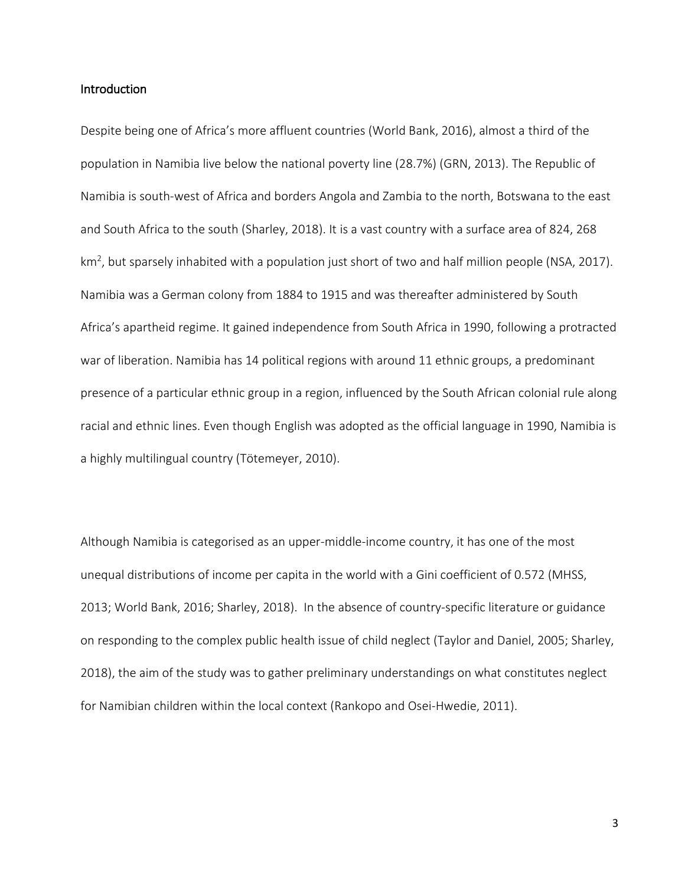## Introduction

Despite being one of Africa's more affluent countries (World Bank, 2016), almost a third of the population in Namibia live below the national poverty line (28.7%) (GRN, 2013). The Republic of Namibia is south-west of Africa and borders Angola and Zambia to the north, Botswana to the east and South Africa to the south (Sharley, 2018). It is a vast country with a surface area of 824, 268 $km^2$, but sparsely inhabited with a population just short of two and half million people (NSA, 2017). Namibia was a German colony from 1884 to 1915 and was thereafter administered by South Africa's apartheid regime. It gained independence from South Africa in 1990, following a protracted war of liberation. Namibia has 14 political regions with around 11 ethnic groups, a predominant presence of a particular ethnic group in a region, influenced by the South African colonial rule along racial and ethnic lines. Even though English was adopted as the official language in 1990, Namibia is a highly multilingual country (Tötemeyer, 2010).

Although Namibia is categorised as an upper-middle-income country, it has one of the most unequal distributions of income per capita in the world with a Gini coefficient of 0.572 (MHSS, 2013; World Bank, 2016; Sharley, 2018). In the absence of country-specific literature or guidance on responding to the complex public health issue of child neglect (Taylor and Daniel, 2005; Sharley, 2018), the aim of the study was to gather preliminary understandings on what constitutes neglect for Namibian children within the local context (Rankopo and Osei-Hwedie, 2011).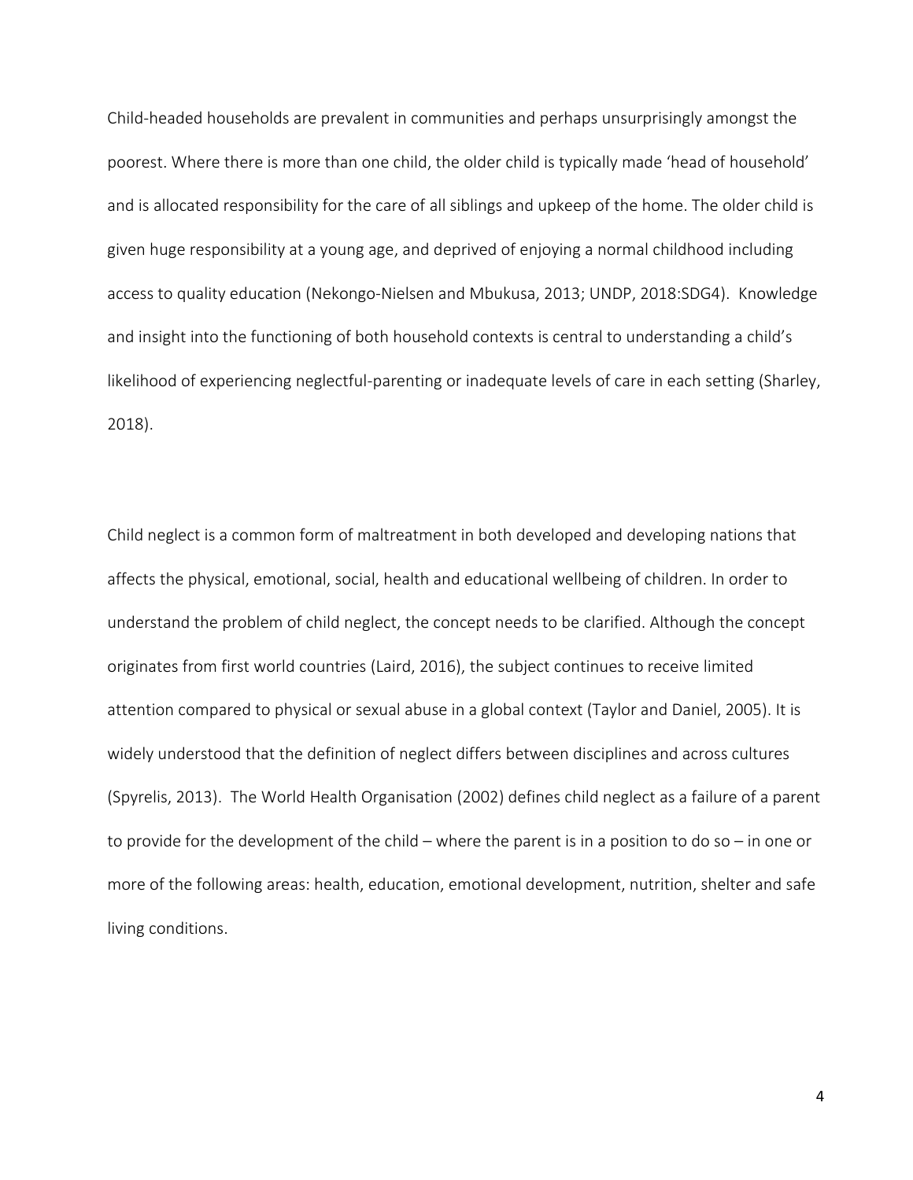Child-headed households are prevalent in communities and perhaps unsurprisingly amongst the poorest. Where there is more than one child, the older child is typically made 'head of household' and is allocated responsibility for the care of all siblings and upkeep of the home. The older child is given huge responsibility at a young age, and deprived of enjoying a normal childhood including access to quality education (Nekongo-Nielsen and Mbukusa, 2013; UNDP, 2018:SDG4). Knowledge and insight into the functioning of both household contexts is central to understanding a child's likelihood of experiencing neglectful-parenting or inadequate levels of care in each setting (Sharley, 2018).

Child neglect is a common form of maltreatment in both developed and developing nations that affects the physical, emotional, social, health and educational wellbeing of children. In order to understand the problem of child neglect, the concept needs to be clarified. Although the concept originates from first world countries (Laird, 2016), the subject continues to receive limited attention compared to physical or sexual abuse in a global context (Taylor and Daniel, 2005). It is widely understood that the definition of neglect differs between disciplines and across cultures (Spyrelis, 2013). The World Health Organisation (2002) defines child neglect as a failure of a parent to provide for the development of the child – where the parent is in a position to do so – in one or more of the following areas: health, education, emotional development, nutrition, shelter and safe living conditions.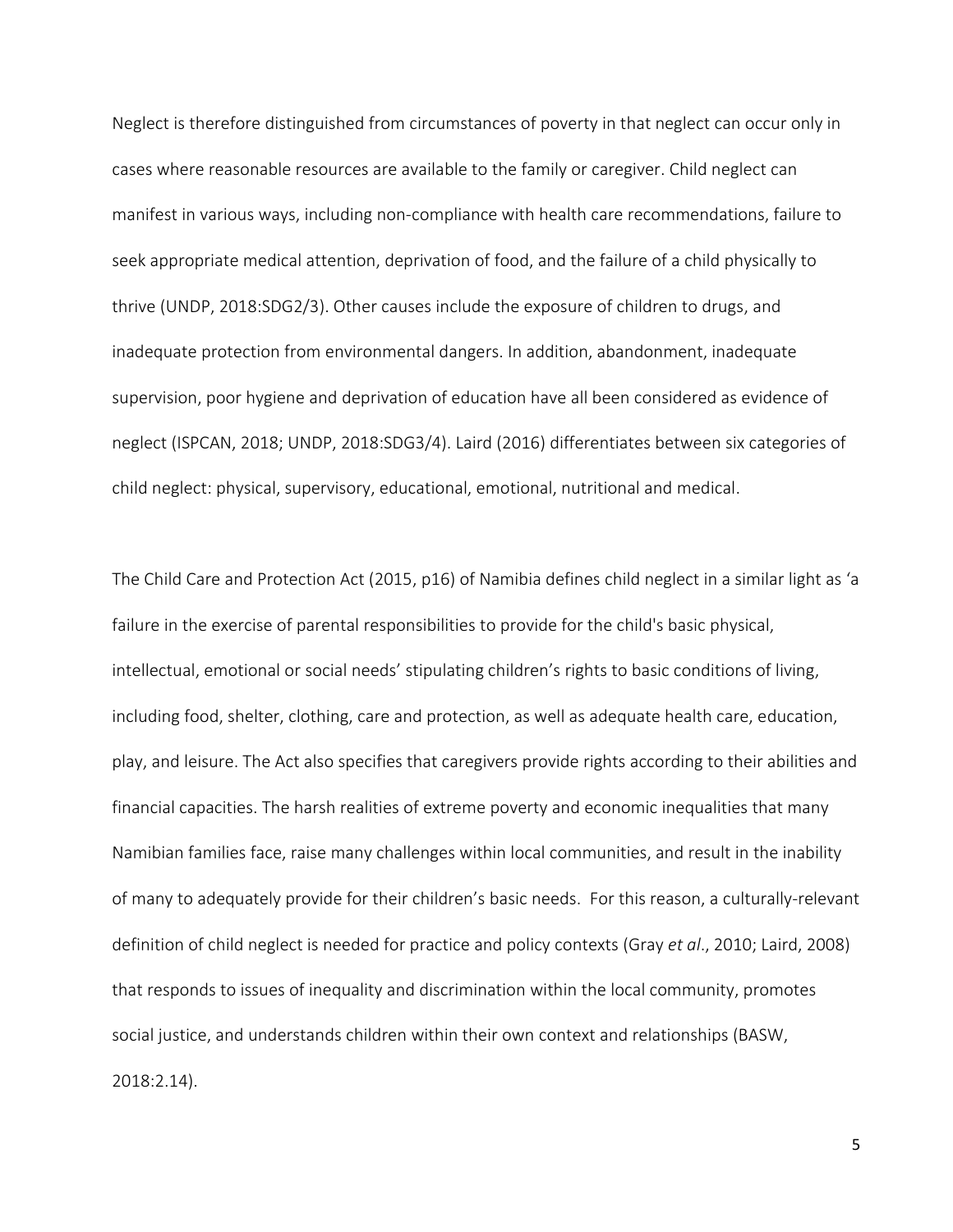Neglect is therefore distinguished from circumstances of poverty in that neglect can occur only in cases where reasonable resources are available to the family or caregiver. Child neglect can manifest in various ways, including non-compliance with health care recommendations, failure to seek appropriate medical attention, deprivation of food, and the failure of a child physically to thrive (UNDP, 2018:SDG2/3). Other causes include the exposure of children to drugs, and inadequate protection from environmental dangers. In addition, abandonment, inadequate supervision, poor hygiene and deprivation of education have all been considered as evidence of neglect (ISPCAN, 2018; UNDP, 2018:SDG3/4). Laird (2016) differentiates between six categories of child neglect: physical, supervisory, educational, emotional, nutritional and medical.

The Child Care and Protection Act (2015, p16) of Namibia defines child neglect in a similar light as 'a failure in the exercise of parental responsibilities to provide for the child's basic physical, intellectual, emotional or social needs' stipulating children's rights to basic conditions of living, including food, shelter, clothing, care and protection, as well as adequate health care, education, play, and leisure. The Act also specifies that caregivers provide rights according to their abilities and financial capacities. The harsh realities of extreme poverty and economic inequalities that many Namibian families face, raise many challenges within local communities, and result in the inability of many to adequately provide for their children's basic needs. For this reason, a culturally-relevant definition of child neglect is needed for practice and policy contexts (Gray *et al*., 2010; Laird, 2008) that responds to issues of inequality and discrimination within the local community, promotes social justice, and understands children within their own context and relationships (BASW, 2018:2.14).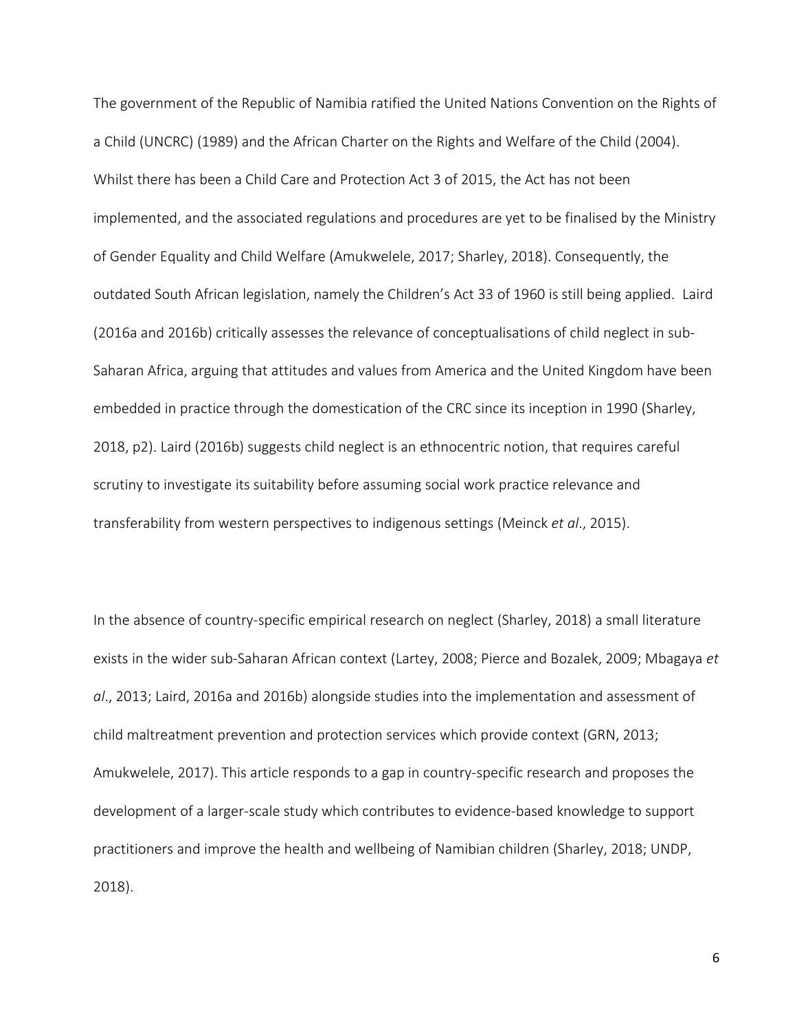The government of the Republic of Namibia ratified the United Nations Convention on the Rights of a Child (UNCRC) (1989) and the African Charter on the Rights and Welfare of the Child (2004). Whilst there has been a Child Care and Protection Act 3 of 2015, the Act has not been implemented, and the associated regulations and procedures are yet to be finalised by the Ministry of Gender Equality and Child Welfare (Amukwelele, 2017; Sharley, 2018). Consequently, the outdated South African legislation, namely the Children's Act 33 of 1960 is still being applied. Laird (2016a and 2016b) critically assesses the relevance of conceptualisations of child neglect in sub-Saharan Africa, arguing that attitudes and values from America and the United Kingdom have been embedded in practice through the domestication of the CRC since its inception in 1990 (Sharley, 2018, p2). Laird (2016b) suggests child neglect is an ethnocentric notion, that requires careful scrutiny to investigate its suitability before assuming social work practice relevance and transferability from western perspectives to indigenous settings (Meinck *et al*., 2015).

In the absence of country-specific empirical research on neglect (Sharley, 2018) a small literature exists in the wider sub-Saharan African context (Lartey, 2008; Pierce and Bozalek, 2009; Mbagaya *et al*., 2013; Laird, 2016a and 2016b) alongside studies into the implementation and assessment of child maltreatment prevention and protection services which provide context (GRN, 2013; Amukwelele, 2017). This article responds to a gap in country-specific research and proposes the development of a larger-scale study which contributes to evidence-based knowledge to support practitioners and improve the health and wellbeing of Namibian children (Sharley, 2018; UNDP, 2018).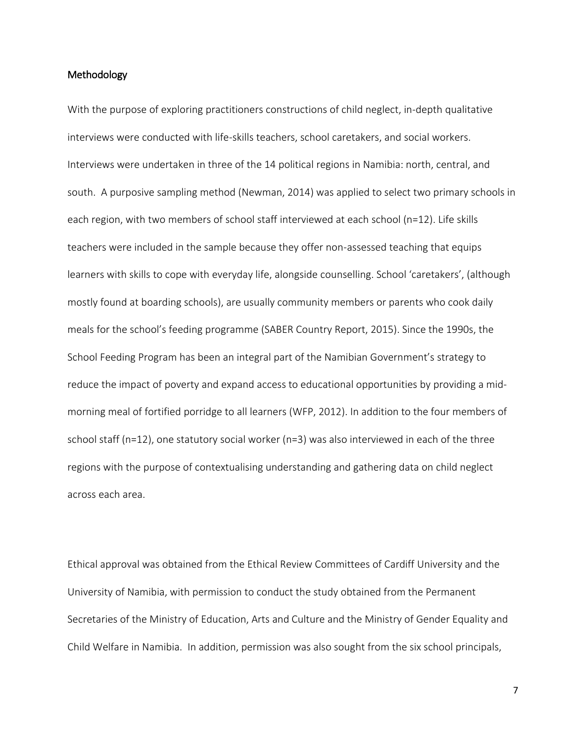## Methodology

With the purpose of exploring practitioners constructions of child neglect, in-depth qualitative interviews were conducted with life-skills teachers, school caretakers, and social workers. Interviews were undertaken in three of the 14 political regions in Namibia: north, central, and south. A purposive sampling method (Newman, 2014) was applied to select two primary schools in each region, with two members of school staff interviewed at each school (n=12). Life skills teachers were included in the sample because they offer non-assessed teaching that equips learners with skills to cope with everyday life, alongside counselling. School 'caretakers', (although mostly found at boarding schools), are usually community members or parents who cook daily meals for the school's feeding programme (SABER Country Report, 2015). Since the 1990s, the School Feeding Program has been an integral part of the Namibian Government's strategy to reduce the impact of poverty and expand access to educational opportunities by providing a mid-morning meal of fortified porridge to all learners (WFP, 2012). In addition to the four members of school staff (n=12), one statutory social worker (n=3) was also interviewed in each of the three regions with the purpose of contextualising understanding and gathering data on child neglect across each area.

Ethical approval was obtained from the Ethical Review Committees of Cardiff University and the University of Namibia, with permission to conduct the study obtained from the Permanent Secretaries of the Ministry of Education, Arts and Culture and the Ministry of Gender Equality and Child Welfare in Namibia. In addition, permission was also sought from the six school principals,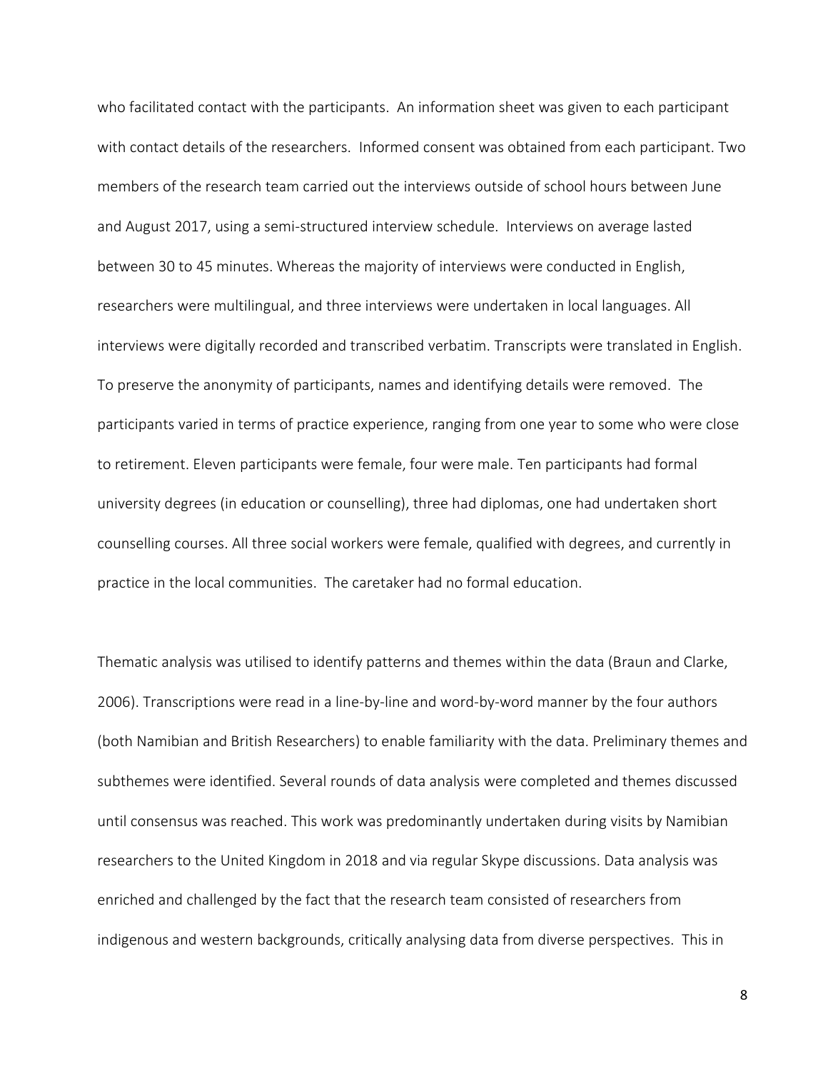who facilitated contact with the participants. An information sheet was given to each participant with contact details of the researchers. Informed consent was obtained from each participant. Two members of the research team carried out the interviews outside of school hours between June and August 2017, using a semi-structured interview schedule. Interviews on average lasted between 30 to 45 minutes. Whereas the majority of interviews were conducted in English, researchers were multilingual, and three interviews were undertaken in local languages. All interviews were digitally recorded and transcribed verbatim. Transcripts were translated in English. To preserve the anonymity of participants, names and identifying details were removed. The participants varied in terms of practice experience, ranging from one year to some who were close to retirement. Eleven participants were female, four were male. Ten participants had formal university degrees (in education or counselling), three had diplomas, one had undertaken short counselling courses. All three social workers were female, qualified with degrees, and currently in practice in the local communities. The caretaker had no formal education.

Thematic analysis was utilised to identify patterns and themes within the data (Braun and Clarke, 2006). Transcriptions were read in a line-by-line and word-by-word manner by the four authors (both Namibian and British Researchers) to enable familiarity with the data. Preliminary themes and subthemes were identified. Several rounds of data analysis were completed and themes discussed until consensus was reached. This work was predominantly undertaken during visits by Namibian researchers to the United Kingdom in 2018 and via regular Skype discussions. Data analysis was enriched and challenged by the fact that the research team consisted of researchers from indigenous and western backgrounds, critically analysing data from diverse perspectives. This in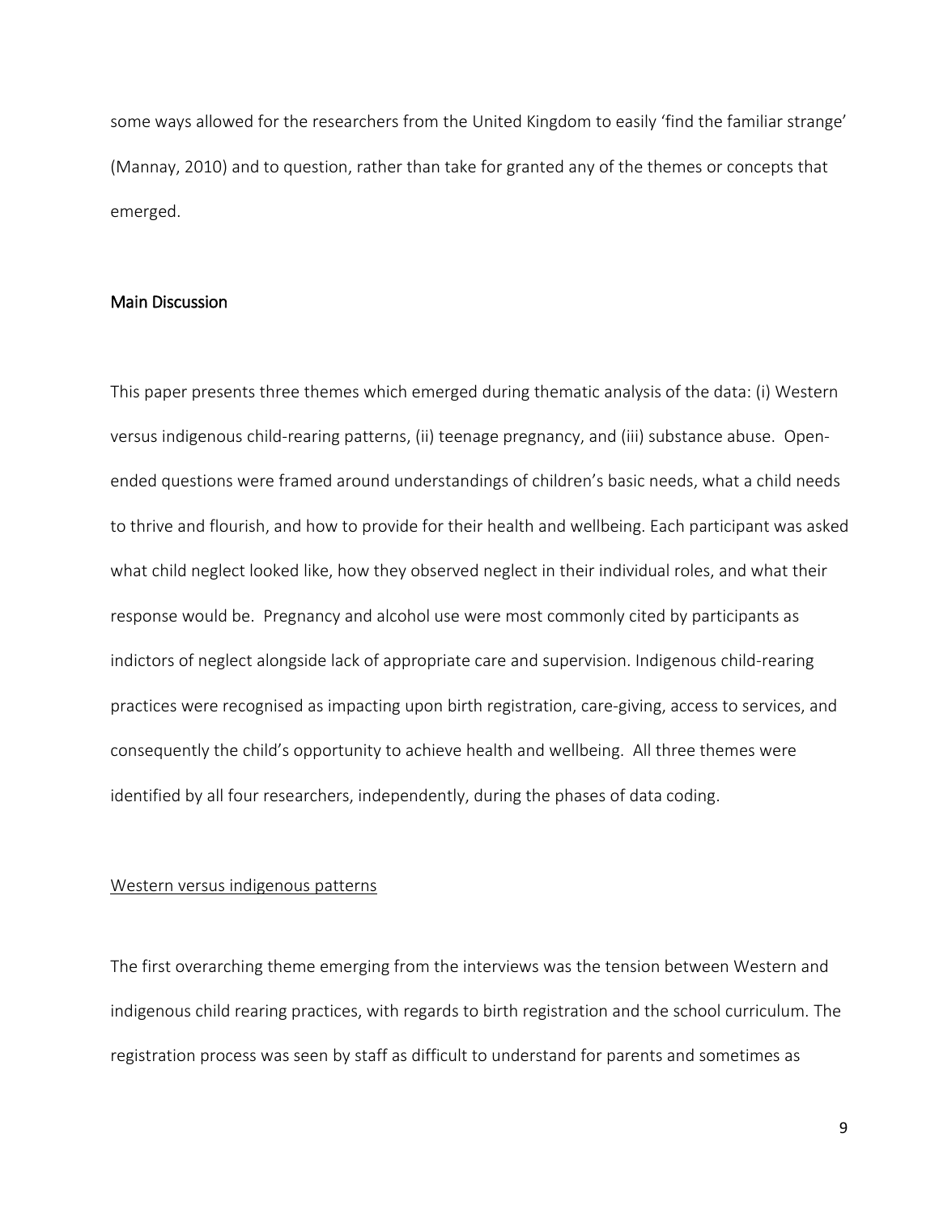some ways allowed for the researchers from the United Kingdom to easily 'find the familiar strange' (Mannay, 2010) and to question, rather than take for granted any of the themes or concepts that emerged.

## Main Discussion

This paper presents three themes which emerged during thematic analysis of the data: (i) Western versus indigenous child-rearing patterns, (ii) teenage pregnancy, and (iii) substance abuse. Open-ended questions were framed around understandings of children's basic needs, what a child needs to thrive and flourish, and how to provide for their health and wellbeing. Each participant was asked what child neglect looked like, how they observed neglect in their individual roles, and what their response would be. Pregnancy and alcohol use were most commonly cited by participants as indictors of neglect alongside lack of appropriate care and supervision. Indigenous child-rearing practices were recognised as impacting upon birth registration, care-giving, access to services, and consequently the child's opportunity to achieve health and wellbeing. All three themes were identified by all four researchers, independently, during the phases of data coding.

### Western versus indigenous patterns

The first overarching theme emerging from the interviews was the tension between Western and indigenous child rearing practices, with regards to birth registration and the school curriculum. The registration process was seen by staff as difficult to understand for parents and sometimes as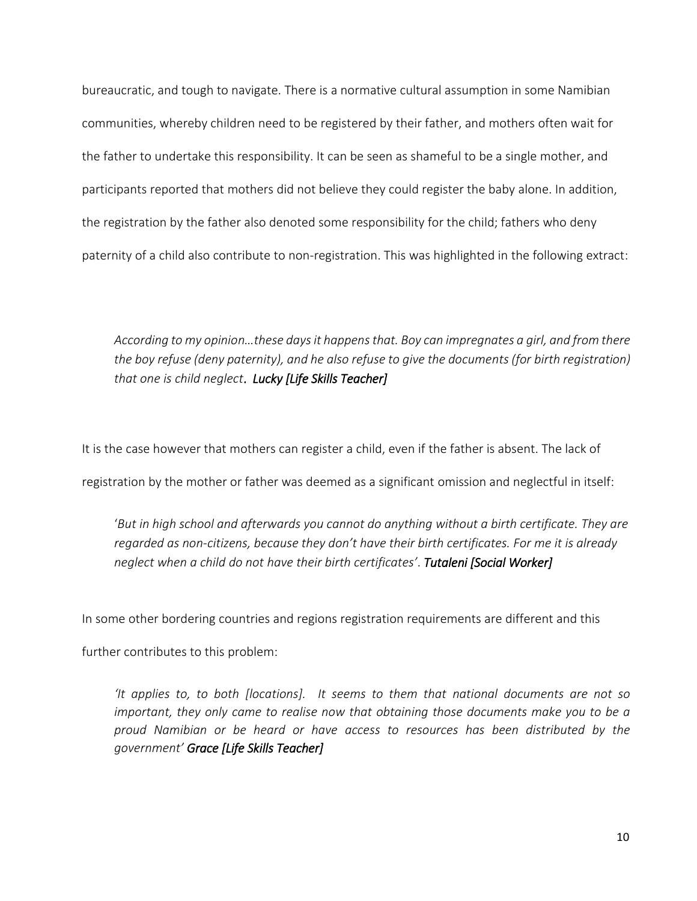bureaucratic, and tough to navigate. There is a normative cultural assumption in some Namibian communities, whereby children need to be registered by their father, and mothers often wait for the father to undertake this responsibility. It can be seen as shameful to be a single mother, and participants reported that mothers did not believe they could register the baby alone. In addition, the registration by the father also denoted some responsibility for the child; fathers who deny paternity of a child also contribute to non-registration. This was highlighted in the following extract:

> *According to my opinion…these days it happens that. Boy can impregnates a girl, and from there the boy refuse (deny paternity), and he also refuse to give the documents (for birth registration) that one is child neglect*. ***Lucky [Life Skills Teacher]***

It is the case however that mothers can register a child, even if the father is absent. The lack of registration by the mother or father was deemed as a significant omission and neglectful in itself:

> '*But in high school and afterwards you cannot do anything without a birth certificate. They are regarded as non-citizens, because they don't have their birth certificates. For me it is already neglect when a child do not have their birth certificates'*. ***Tutaleni [Social Worker]***

In some other bordering countries and regions registration requirements are different and this further contributes to this problem:

> *'It applies to, to both [locations]. It seems to them that national documents are not so important, they only came to realise now that obtaining those documents make you to be a proud Namibian or be heard or have access to resources has been distributed by the government'* ***Grace [Life Skills Teacher]***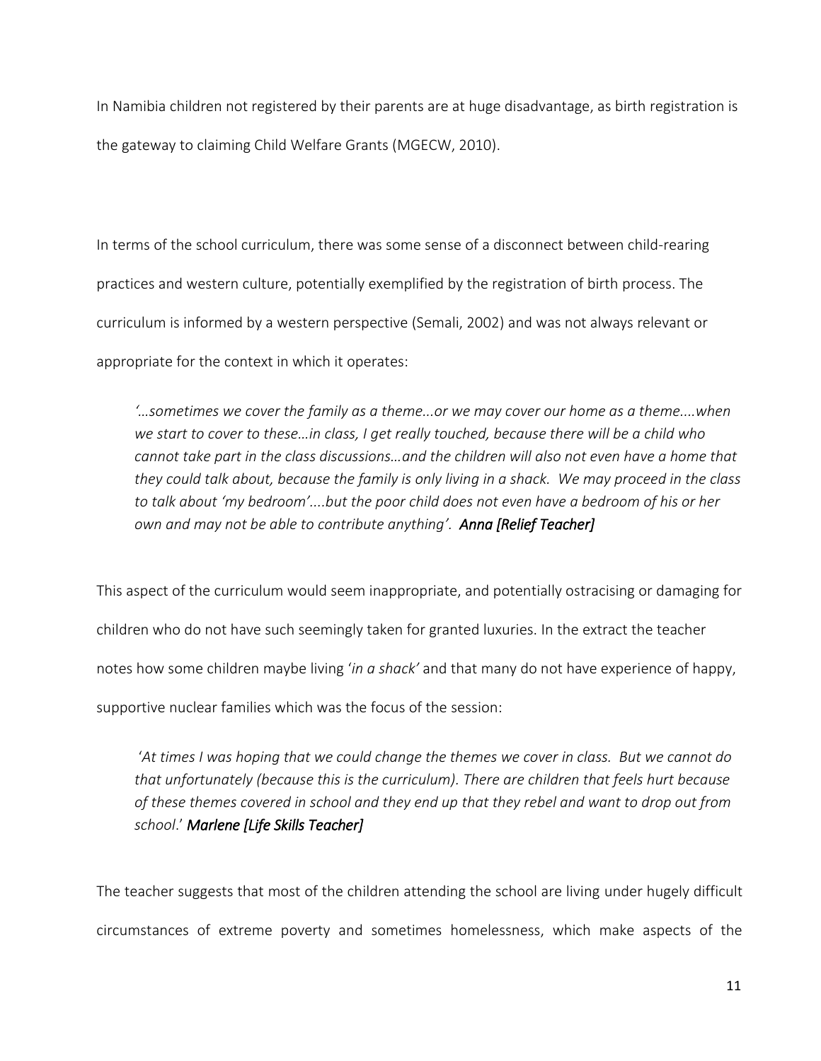In Namibia children not registered by their parents are at huge disadvantage, as birth registration is the gateway to claiming Child Welfare Grants (MGECW, 2010).

In terms of the school curriculum, there was some sense of a disconnect between child-rearing practices and western culture, potentially exemplified by the registration of birth process. The curriculum is informed by a western perspective (Semali, 2002) and was not always relevant or appropriate for the context in which it operates:

> *'…sometimes we cover the family as a theme...or we may cover our home as a theme....when we start to cover to these…in class, I get really touched, because there will be a child who cannot take part in the class discussions…and the children will also not even have a home that they could talk about, because the family is only living in a shack. We may proceed in the class to talk about 'my bedroom'....but the poor child does not even have a bedroom of his or her own and may not be able to contribute anything'.* ***Anna [Relief Teacher]***

This aspect of the curriculum would seem inappropriate, and potentially ostracising or damaging for children who do not have such seemingly taken for granted luxuries. In the extract the teacher notes how some children maybe living '*in a shack'* and that many do not have experience of happy, supportive nuclear families which was the focus of the session:

> '*At times I was hoping that we could change the themes we cover in class. But we cannot do that unfortunately (because this is the curriculum). There are children that feels hurt because of these themes covered in school and they end up that they rebel and want to drop out from school*.' ***Marlene [Life Skills Teacher]***

The teacher suggests that most of the children attending the school are living under hugely difficult circumstances of extreme poverty and sometimes homelessness, which make aspects of the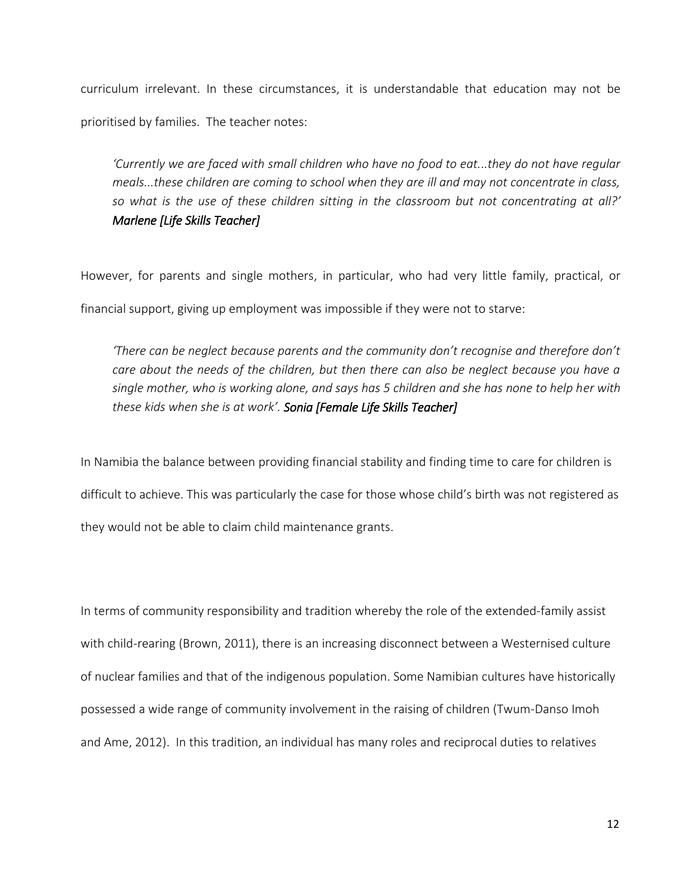curriculum irrelevant. In these circumstances, it is understandable that education may not be prioritised by families. The teacher notes:

> *'Currently we are faced with small children who have no food to eat...they do not have regular meals...these children are coming to school when they are ill and may not concentrate in class, so what is the use of these children sitting in the classroom but not concentrating at all?'* ***Marlene [Life Skills Teacher]***

However, for parents and single mothers, in particular, who had very little family, practical, or financial support, giving up employment was impossible if they were not to starve:

> *'There can be neglect because parents and the community don't recognise and therefore don't care about the needs of the children, but then there can also be neglect because you have a single mother, who is working alone, and says has 5 children and she has none to help her with these kids when she is at work'.* ***Sonia [Female Life Skills Teacher]***

In Namibia the balance between providing financial stability and finding time to care for children is difficult to achieve. This was particularly the case for those whose child's birth was not registered as they would not be able to claim child maintenance grants.

In terms of community responsibility and tradition whereby the role of the extended-family assist with child-rearing (Brown, 2011), there is an increasing disconnect between a Westernised culture of nuclear families and that of the indigenous population. Some Namibian cultures have historically possessed a wide range of community involvement in the raising of children (Twum-Danso Imoh and Ame, 2012). In this tradition, an individual has many roles and reciprocal duties to relatives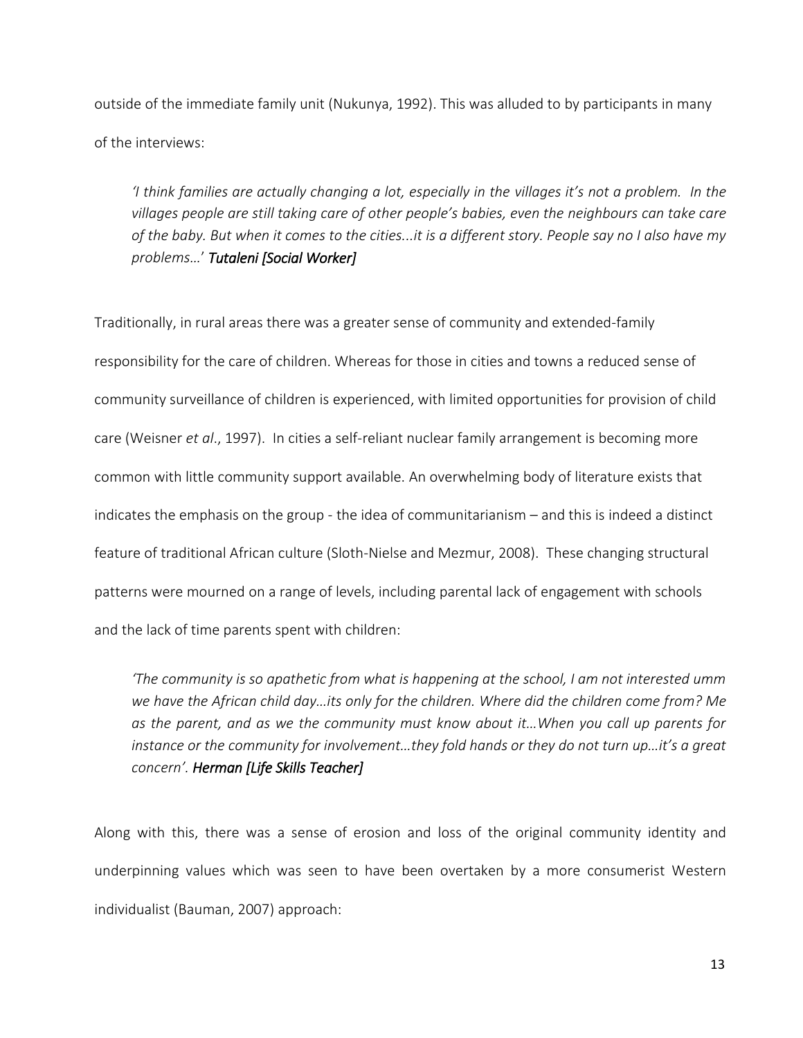outside of the immediate family unit (Nukunya, 1992). This was alluded to by participants in many of the interviews:

> *'I think families are actually changing a lot, especially in the villages it's not a problem. In the villages people are still taking care of other people's babies, even the neighbours can take care of the baby. But when it comes to the cities...it is a different story. People say no I also have my problems…' **Tutaleni [Social Worker]***

Traditionally, in rural areas there was a greater sense of community and extended-family responsibility for the care of children. Whereas for those in cities and towns a reduced sense of community surveillance of children is experienced, with limited opportunities for provision of child care (Weisner *et al*., 1997). In cities a self-reliant nuclear family arrangement is becoming more common with little community support available. An overwhelming body of literature exists that indicates the emphasis on the group - the idea of communitarianism – and this is indeed a distinct feature of traditional African culture (Sloth-Nielse and Mezmur, 2008). These changing structural patterns were mourned on a range of levels, including parental lack of engagement with schools and the lack of time parents spent with children:

> *'The community is so apathetic from what is happening at the school, I am not interested umm we have the African child day…its only for the children. Where did the children come from? Me as the parent, and as we the community must know about it…When you call up parents for instance or the community for involvement…they fold hands or they do not turn up…it's a great concern'. **Herman [Life Skills Teacher]***

Along with this, there was a sense of erosion and loss of the original community identity and underpinning values which was seen to have been overtaken by a more consumerist Western individualist (Bauman, 2007) approach: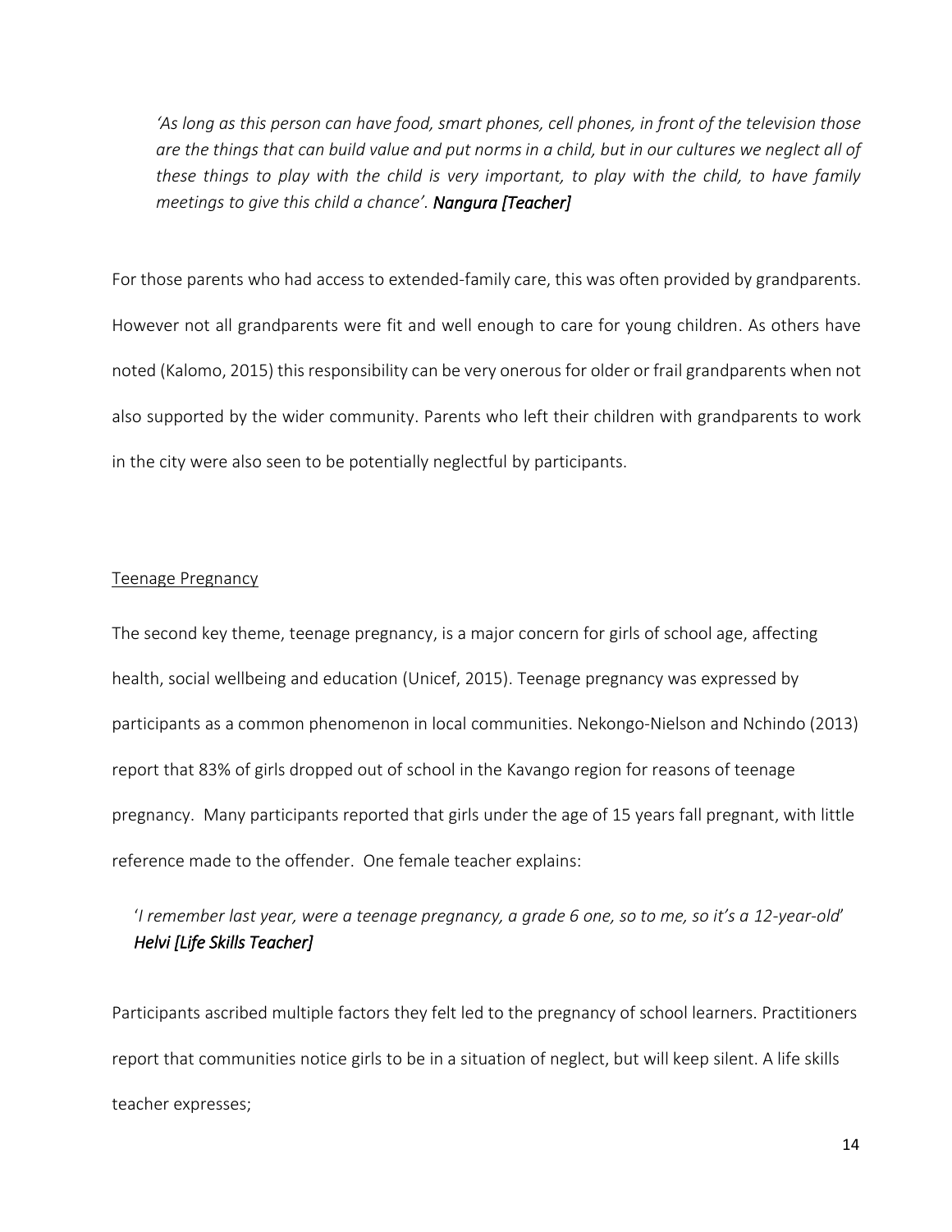*'As long as this person can have food, smart phones, cell phones, in front of the television those are the things that can build value and put norms in a child, but in our cultures we neglect all of these things to play with the child is very important, to play with the child, to have family meetings to give this child a chance'.* ***Nangura [Teacher]***

For those parents who had access to extended-family care, this was often provided by grandparents. However not all grandparents were fit and well enough to care for young children. As others have noted (Kalomo, 2015) this responsibility can be very onerous for older or frail grandparents when not also supported by the wider community. Parents who left their children with grandparents to work in the city were also seen to be potentially neglectful by participants.

Teenage Pregnancy

The second key theme, teenage pregnancy, is a major concern for girls of school age, affecting health, social wellbeing and education (Unicef, 2015). Teenage pregnancy was expressed by participants as a common phenomenon in local communities. Nekongo-Nielson and Nchindo (2013) report that 83% of girls dropped out of school in the Kavango region for reasons of teenage pregnancy. Many participants reported that girls under the age of 15 years fall pregnant, with little reference made to the offender. One female teacher explains:

'*I remember last year, were a teenage pregnancy, a grade 6 one, so to me, so it's a 12-year-old*' ***Helvi [Life Skills Teacher]***

Participants ascribed multiple factors they felt led to the pregnancy of school learners. Practitioners report that communities notice girls to be in a situation of neglect, but will keep silent. A life skills teacher expresses;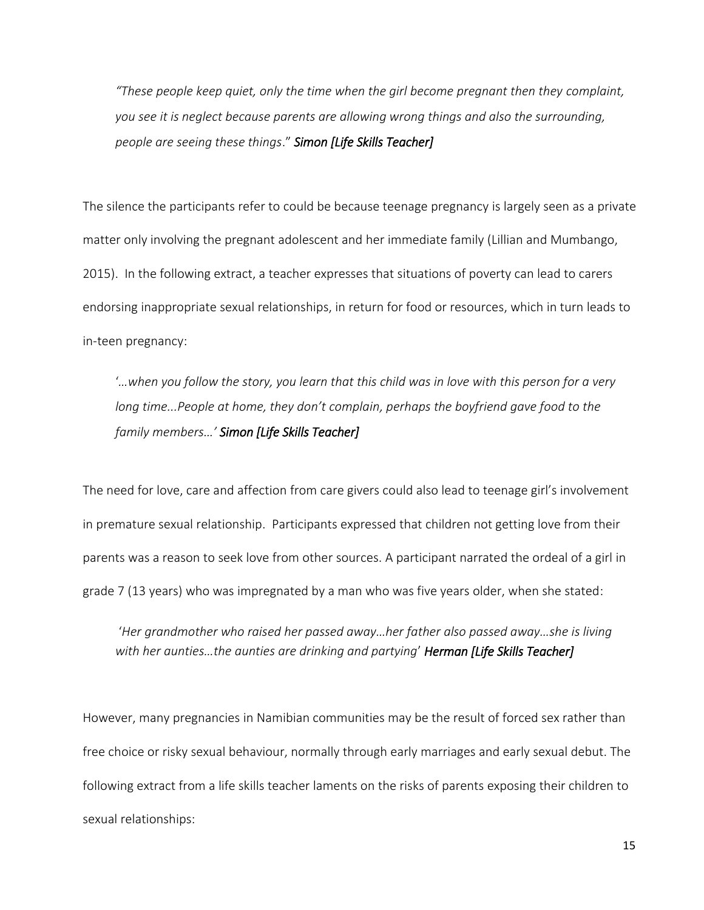> *"These people keep quiet, only the time when the girl become pregnant then they complaint, you see it is neglect because parents are allowing wrong things and also the surrounding, people are seeing these things*." ***Simon [Life Skills Teacher]***

The silence the participants refer to could be because teenage pregnancy is largely seen as a private matter only involving the pregnant adolescent and her immediate family (Lillian and Mumbango, 2015). In the following extract, a teacher expresses that situations of poverty can lead to carers endorsing inappropriate sexual relationships, in return for food or resources, which in turn leads to in-teen pregnancy:

> '*…when you follow the story, you learn that this child was in love with this person for a very long time...People at home, they don't complain, perhaps the boyfriend gave food to the family members…'* ***Simon [Life Skills Teacher]***

The need for love, care and affection from care givers could also lead to teenage girl's involvement in premature sexual relationship. Participants expressed that children not getting love from their parents was a reason to seek love from other sources. A participant narrated the ordeal of a girl in grade 7 (13 years) who was impregnated by a man who was five years older, when she stated:

> '*Her grandmother who raised her passed away…her father also passed away…she is living with her aunties…the aunties are drinking and partying*' ***Herman [Life Skills Teacher]***

However, many pregnancies in Namibian communities may be the result of forced sex rather than free choice or risky sexual behaviour, normally through early marriages and early sexual debut. The following extract from a life skills teacher laments on the risks of parents exposing their children to sexual relationships: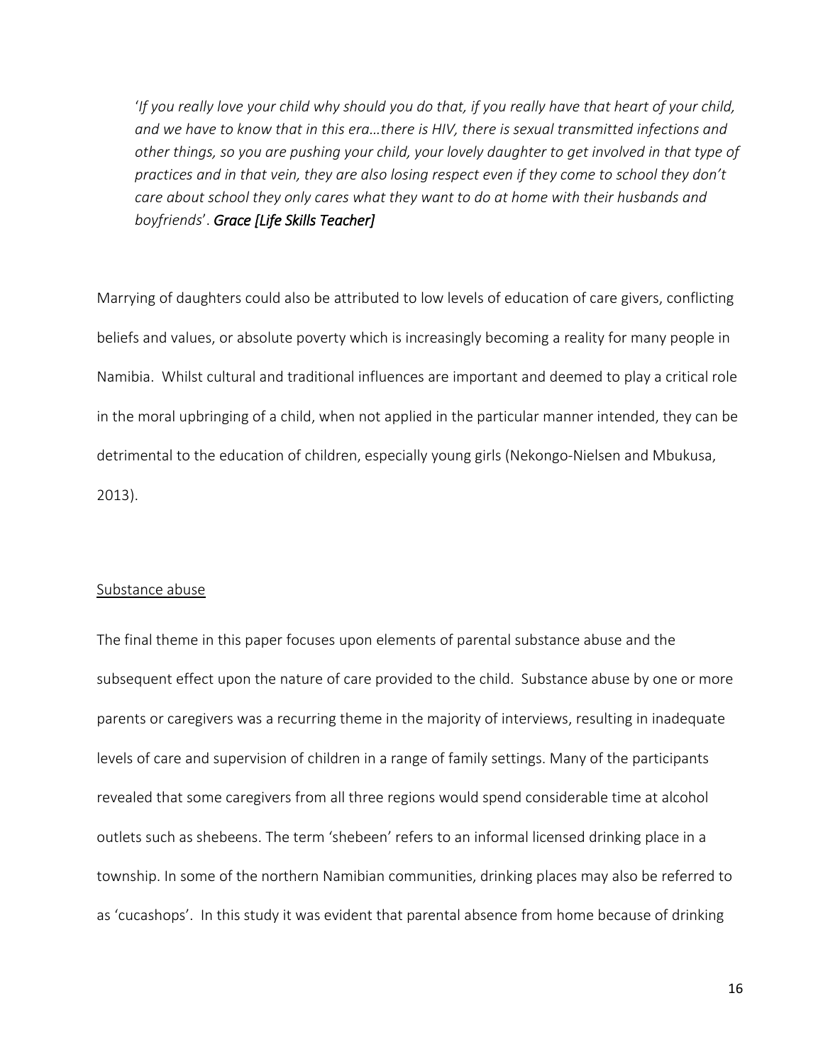*'If you really love your child why should you do that, if you really have that heart of your child, and we have to know that in this era…there is HIV, there is sexual transmitted infections and other things, so you are pushing your child, your lovely daughter to get involved in that type of practices and in that vein, they are also losing respect even if they come to school they don't care about school they only cares what they want to do at home with their husbands and boyfriends*'. ***Grace [Life Skills Teacher]***

Marrying of daughters could also be attributed to low levels of education of care givers, conflicting beliefs and values, or absolute poverty which is increasingly becoming a reality for many people in Namibia. Whilst cultural and traditional influences are important and deemed to play a critical role in the moral upbringing of a child, when not applied in the particular manner intended, they can be detrimental to the education of children, especially young girls (Nekongo-Nielsen and Mbukusa, 2013).

<u>Substance abuse</u>

The final theme in this paper focuses upon elements of parental substance abuse and the subsequent effect upon the nature of care provided to the child. Substance abuse by one or more parents or caregivers was a recurring theme in the majority of interviews, resulting in inadequate levels of care and supervision of children in a range of family settings. Many of the participants revealed that some caregivers from all three regions would spend considerable time at alcohol outlets such as shebeens. The term 'shebeen' refers to an informal licensed drinking place in a township. In some of the northern Namibian communities, drinking places may also be referred to as 'cucashops'. In this study it was evident that parental absence from home because of drinking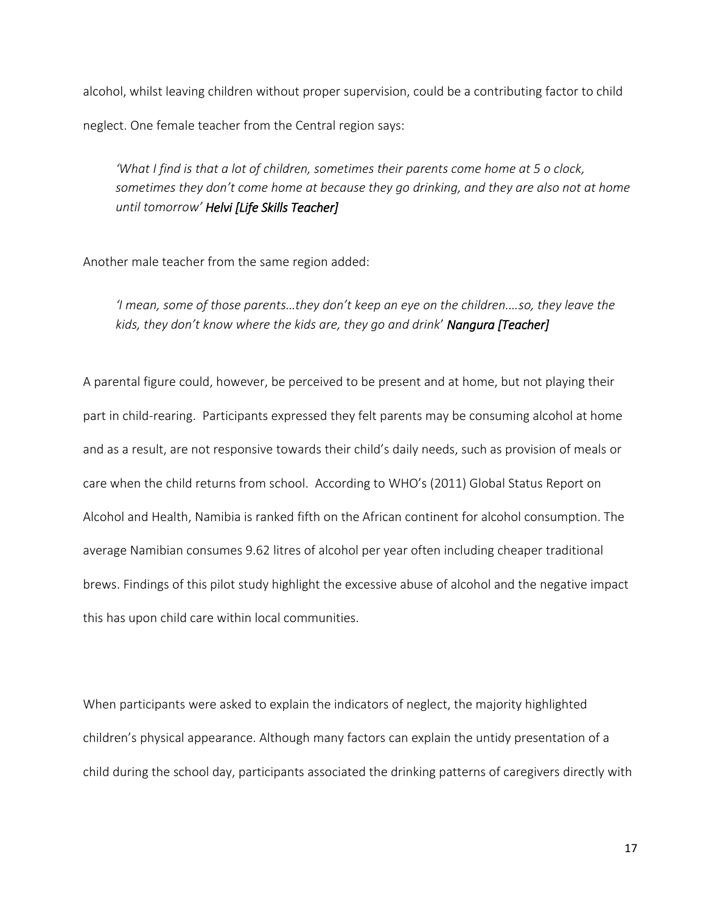alcohol, whilst leaving children without proper supervision, could be a contributing factor to child neglect. One female teacher from the Central region says:

> *'What I find is that a lot of children, sometimes their parents come home at 5 o clock, sometimes they don't come home at because they go drinking, and they are also not at home until tomorrow'* ***Helvi [Life Skills Teacher]***

Another male teacher from the same region added:

> *'I mean, some of those parents…they don't keep an eye on the children….so, they leave the kids, they don't know where the kids are, they go and drink'* ***Nangura [Teacher]***

A parental figure could, however, be perceived to be present and at home, but not playing their part in child-rearing. Participants expressed they felt parents may be consuming alcohol at home and as a result, are not responsive towards their child's daily needs, such as provision of meals or care when the child returns from school. According to WHO's (2011) Global Status Report on Alcohol and Health, Namibia is ranked fifth on the African continent for alcohol consumption. The average Namibian consumes 9.62 litres of alcohol per year often including cheaper traditional brews. Findings of this pilot study highlight the excessive abuse of alcohol and the negative impact this has upon child care within local communities.

When participants were asked to explain the indicators of neglect, the majority highlighted children's physical appearance. Although many factors can explain the untidy presentation of a child during the school day, participants associated the drinking patterns of caregivers directly with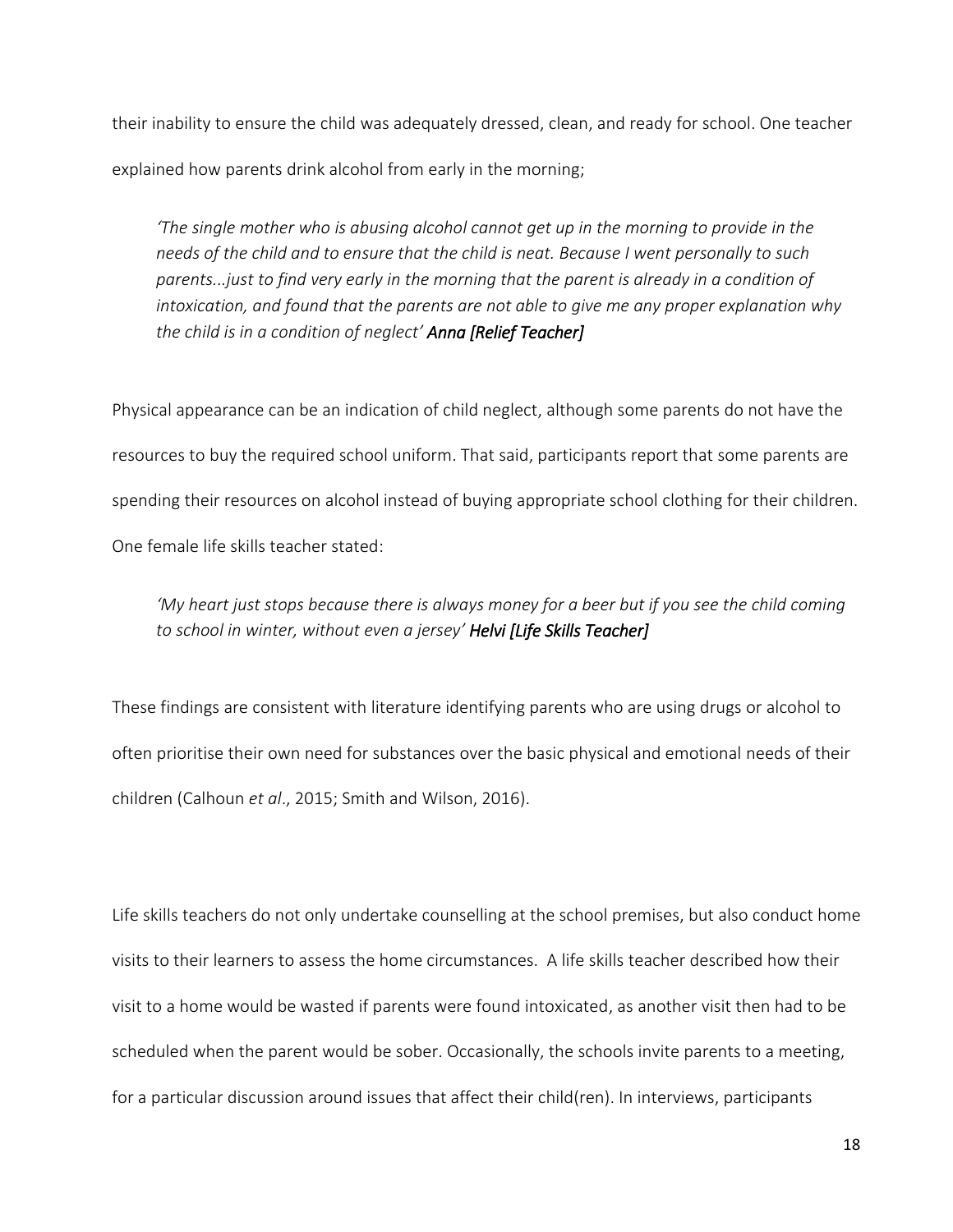their inability to ensure the child was adequately dressed, clean, and ready for school. One teacher explained how parents drink alcohol from early in the morning;

> *'The single mother who is abusing alcohol cannot get up in the morning to provide in the needs of the child and to ensure that the child is neat. Because I went personally to such parents...just to find very early in the morning that the parent is already in a condition of intoxication, and found that the parents are not able to give me any proper explanation why the child is in a condition of neglect'* ***Anna [Relief Teacher]***

Physical appearance can be an indication of child neglect, although some parents do not have the resources to buy the required school uniform. That said, participants report that some parents are spending their resources on alcohol instead of buying appropriate school clothing for their children. One female life skills teacher stated:

> *'My heart just stops because there is always money for a beer but if you see the child coming to school in winter, without even a jersey'* ***Helvi [Life Skills Teacher]***

These findings are consistent with literature identifying parents who are using drugs or alcohol to often prioritise their own need for substances over the basic physical and emotional needs of their children (Calhoun *et al*., 2015; Smith and Wilson, 2016).

Life skills teachers do not only undertake counselling at the school premises, but also conduct home visits to their learners to assess the home circumstances. A life skills teacher described how their visit to a home would be wasted if parents were found intoxicated, as another visit then had to be scheduled when the parent would be sober. Occasionally, the schools invite parents to a meeting, for a particular discussion around issues that affect their child(ren). In interviews, participants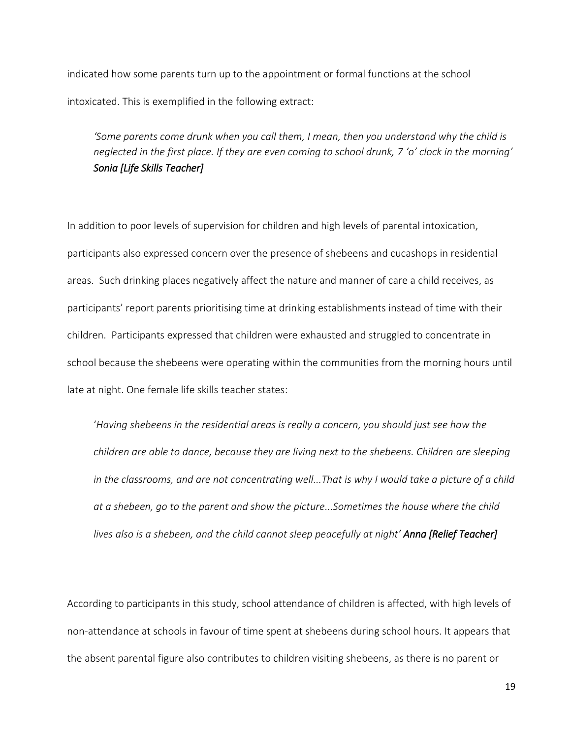indicated how some parents turn up to the appointment or formal functions at the school intoxicated. This is exemplified in the following extract:

> *'Some parents come drunk when you call them, I mean, then you understand why the child is neglected in the first place. If they are even coming to school drunk, 7 'o' clock in the morning'* ***Sonia [Life Skills Teacher]***

In addition to poor levels of supervision for children and high levels of parental intoxication, participants also expressed concern over the presence of shebeens and cucashops in residential areas. Such drinking places negatively affect the nature and manner of care a child receives, as participants' report parents prioritising time at drinking establishments instead of time with their children. Participants expressed that children were exhausted and struggled to concentrate in school because the shebeens were operating within the communities from the morning hours until late at night. One female life skills teacher states:

> '*Having shebeens in the residential areas is really a concern, you should just see how the children are able to dance, because they are living next to the shebeens. Children are sleeping in the classrooms, and are not concentrating well...That is why I would take a picture of a child at a shebeen, go to the parent and show the picture...Sometimes the house where the child lives also is a shebeen, and the child cannot sleep peacefully at night'* ***Anna [Relief Teacher]***

According to participants in this study, school attendance of children is affected, with high levels of non-attendance at schools in favour of time spent at shebeens during school hours. It appears that the absent parental figure also contributes to children visiting shebeens, as there is no parent or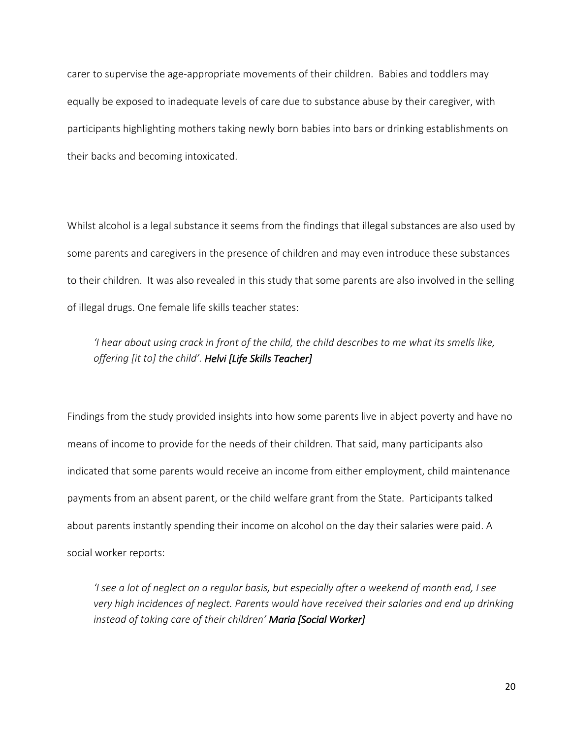carer to supervise the age-appropriate movements of their children. Babies and toddlers may equally be exposed to inadequate levels of care due to substance abuse by their caregiver, with participants highlighting mothers taking newly born babies into bars or drinking establishments on their backs and becoming intoxicated.

Whilst alcohol is a legal substance it seems from the findings that illegal substances are also used by some parents and caregivers in the presence of children and may even introduce these substances to their children. It was also revealed in this study that some parents are also involved in the selling of illegal drugs. One female life skills teacher states:

> *'I hear about using crack in front of the child, the child describes to me what its smells like, offering [it to] the child'.* ***Helvi [Life Skills Teacher]***

Findings from the study provided insights into how some parents live in abject poverty and have no means of income to provide for the needs of their children. That said, many participants also indicated that some parents would receive an income from either employment, child maintenance payments from an absent parent, or the child welfare grant from the State. Participants talked about parents instantly spending their income on alcohol on the day their salaries were paid. A social worker reports:

> *'I see a lot of neglect on a regular basis, but especially after a weekend of month end, I see very high incidences of neglect. Parents would have received their salaries and end up drinking instead of taking care of their children'* ***Maria [Social Worker]***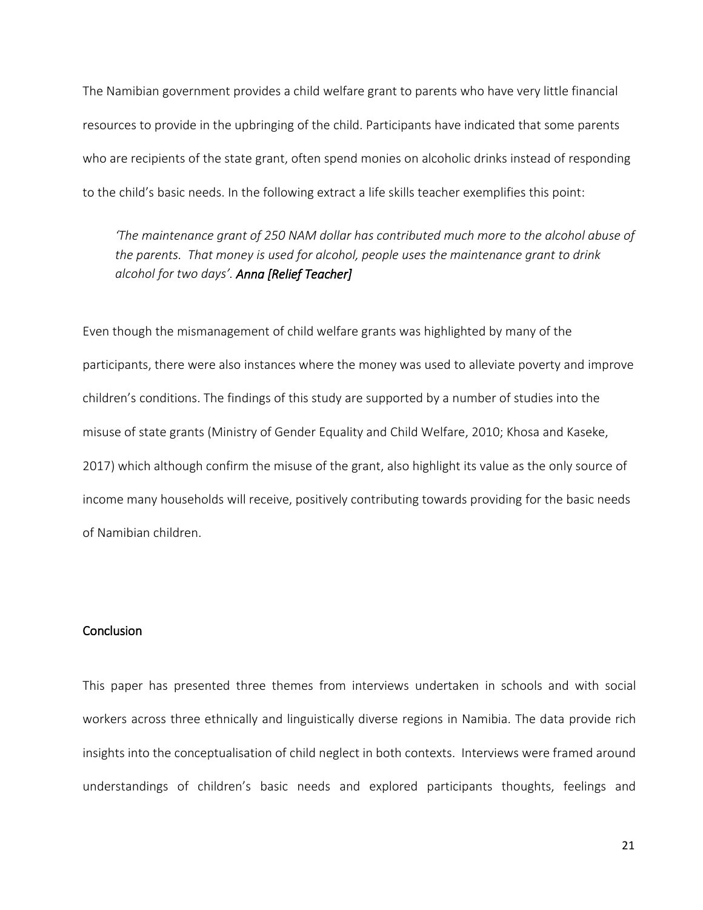The Namibian government provides a child welfare grant to parents who have very little financial resources to provide in the upbringing of the child. Participants have indicated that some parents who are recipients of the state grant, often spend monies on alcoholic drinks instead of responding to the child's basic needs. In the following extract a life skills teacher exemplifies this point:

> *'The maintenance grant of 250 NAM dollar has contributed much more to the alcohol abuse of the parents. That money is used for alcohol, people uses the maintenance grant to drink alcohol for two days'.* ***Anna [Relief Teacher]***

Even though the mismanagement of child welfare grants was highlighted by many of the participants, there were also instances where the money was used to alleviate poverty and improve children's conditions. The findings of this study are supported by a number of studies into the misuse of state grants (Ministry of Gender Equality and Child Welfare, 2010; Khosa and Kaseke, 2017) which although confirm the misuse of the grant, also highlight its value as the only source of income many households will receive, positively contributing towards providing for the basic needs of Namibian children.

## Conclusion

This paper has presented three themes from interviews undertaken in schools and with social workers across three ethnically and linguistically diverse regions in Namibia. The data provide rich insights into the conceptualisation of child neglect in both contexts. Interviews were framed around understandings of children's basic needs and explored participants thoughts, feelings and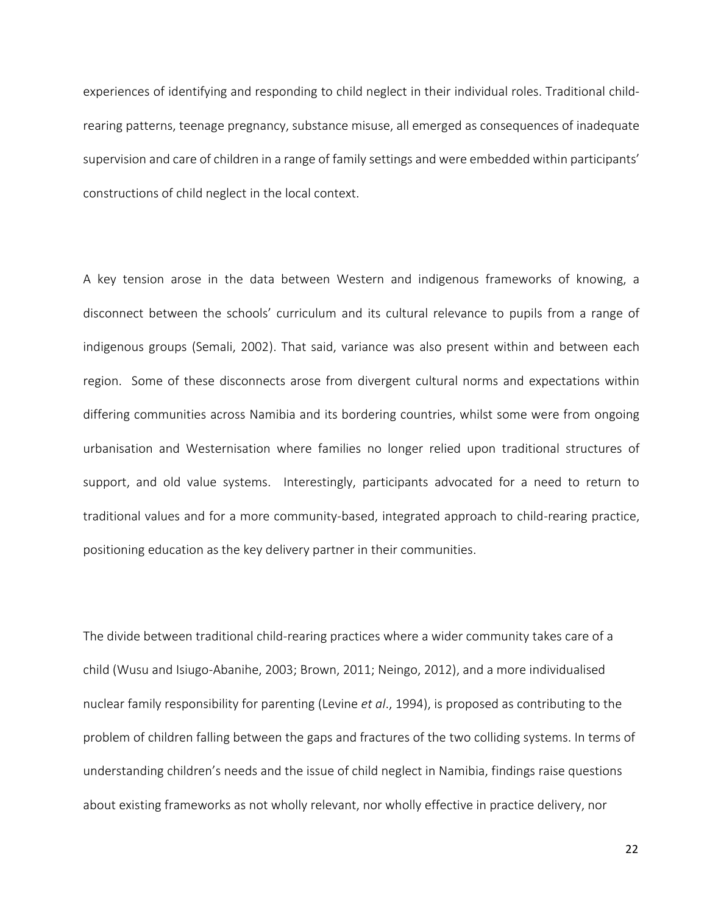experiences of identifying and responding to child neglect in their individual roles. Traditional child-rearing patterns, teenage pregnancy, substance misuse, all emerged as consequences of inadequate supervision and care of children in a range of family settings and were embedded within participants' constructions of child neglect in the local context.

A key tension arose in the data between Western and indigenous frameworks of knowing, a disconnect between the schools' curriculum and its cultural relevance to pupils from a range of indigenous groups (Semali, 2002). That said, variance was also present within and between each region. Some of these disconnects arose from divergent cultural norms and expectations within differing communities across Namibia and its bordering countries, whilst some were from ongoing urbanisation and Westernisation where families no longer relied upon traditional structures of support, and old value systems. Interestingly, participants advocated for a need to return to traditional values and for a more community-based, integrated approach to child-rearing practice, positioning education as the key delivery partner in their communities.

The divide between traditional child-rearing practices where a wider community takes care of a child (Wusu and Isiugo-Abanihe, 2003; Brown, 2011; Neingo, 2012), and a more individualised nuclear family responsibility for parenting (Levine *et al*., 1994), is proposed as contributing to the problem of children falling between the gaps and fractures of the two colliding systems. In terms of understanding children's needs and the issue of child neglect in Namibia, findings raise questions about existing frameworks as not wholly relevant, nor wholly effective in practice delivery, nor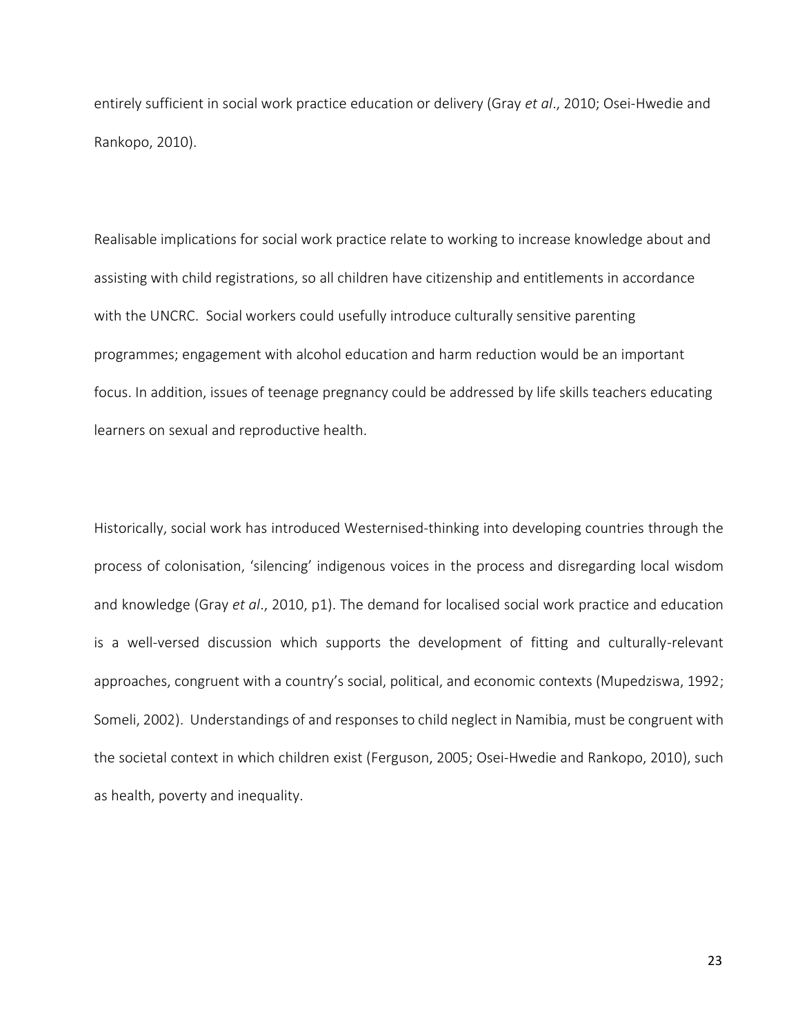entirely sufficient in social work practice education or delivery (Gray *et al*., 2010; Osei-Hwedie and Rankopo, 2010).

Realisable implications for social work practice relate to working to increase knowledge about and assisting with child registrations, so all children have citizenship and entitlements in accordance with the UNCRC. Social workers could usefully introduce culturally sensitive parenting programmes; engagement with alcohol education and harm reduction would be an important focus. In addition, issues of teenage pregnancy could be addressed by life skills teachers educating learners on sexual and reproductive health.

Historically, social work has introduced Westernised-thinking into developing countries through the process of colonisation, 'silencing' indigenous voices in the process and disregarding local wisdom and knowledge (Gray *et al*., 2010, p1). The demand for localised social work practice and education is a well-versed discussion which supports the development of fitting and culturally-relevant approaches, congruent with a country's social, political, and economic contexts (Mupedziswa, 1992; Someli, 2002). Understandings of and responses to child neglect in Namibia, must be congruent with the societal context in which children exist (Ferguson, 2005; Osei-Hwedie and Rankopo, 2010), such as health, poverty and inequality.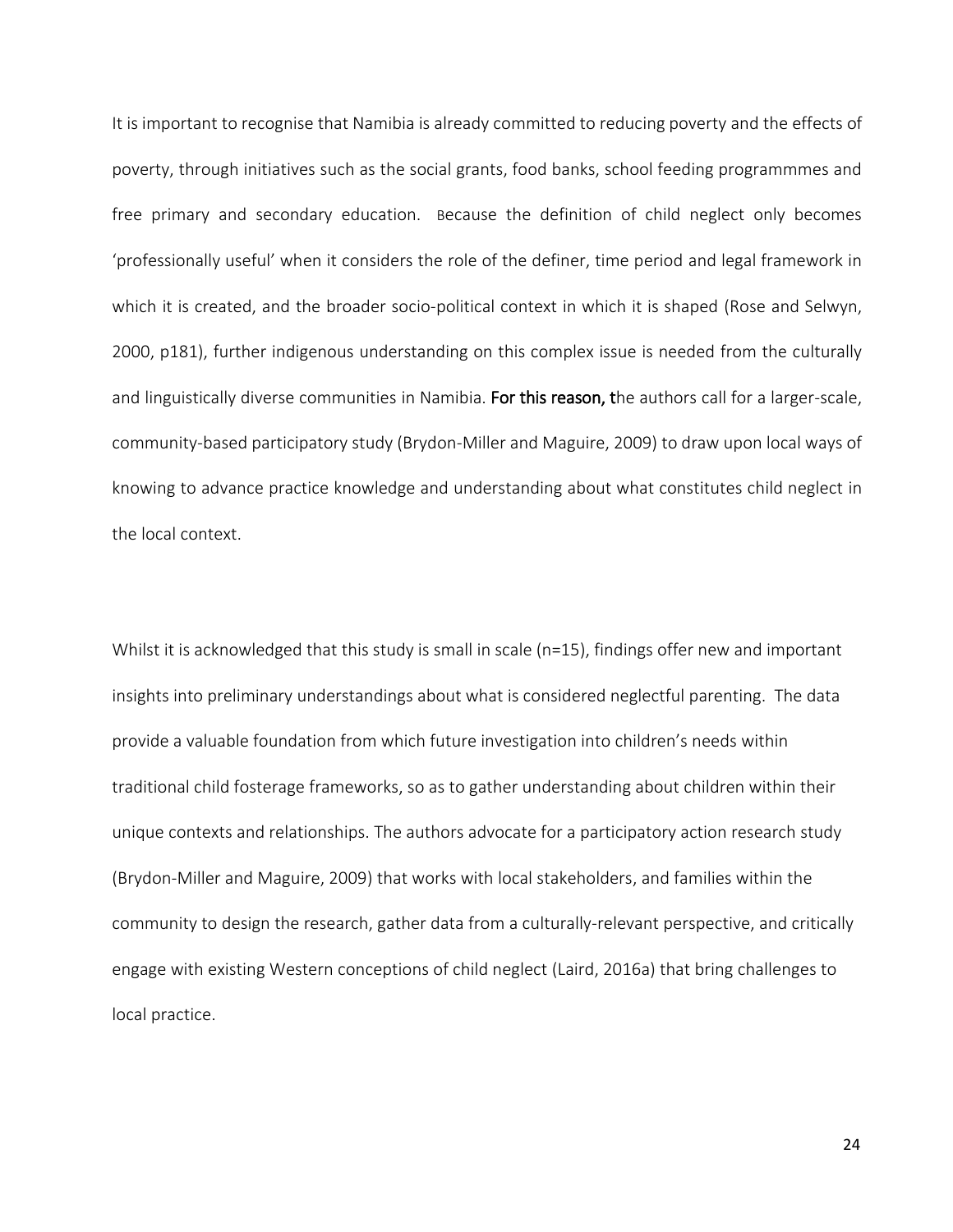It is important to recognise that Namibia is already committed to reducing poverty and the effects of poverty, through initiatives such as the social grants, food banks, school feeding programmmes and free primary and secondary education. Because the definition of child neglect only becomes 'professionally useful' when it considers the role of the definer, time period and legal framework in which it is created, and the broader socio-political context in which it is shaped (Rose and Selwyn, 2000, p181), further indigenous understanding on this complex issue is needed from the culturally and linguistically diverse communities in Namibia. For this reason, the authors call for a larger-scale, community-based participatory study (Brydon-Miller and Maguire, 2009) to draw upon local ways of knowing to advance practice knowledge and understanding about what constitutes child neglect in the local context.

Whilst it is acknowledged that this study is small in scale (n=15), findings offer new and important insights into preliminary understandings about what is considered neglectful parenting. The data provide a valuable foundation from which future investigation into children's needs within traditional child fosterage frameworks, so as to gather understanding about children within their unique contexts and relationships. The authors advocate for a participatory action research study (Brydon-Miller and Maguire, 2009) that works with local stakeholders, and families within the community to design the research, gather data from a culturally-relevant perspective, and critically engage with existing Western conceptions of child neglect (Laird, 2016a) that bring challenges to local practice.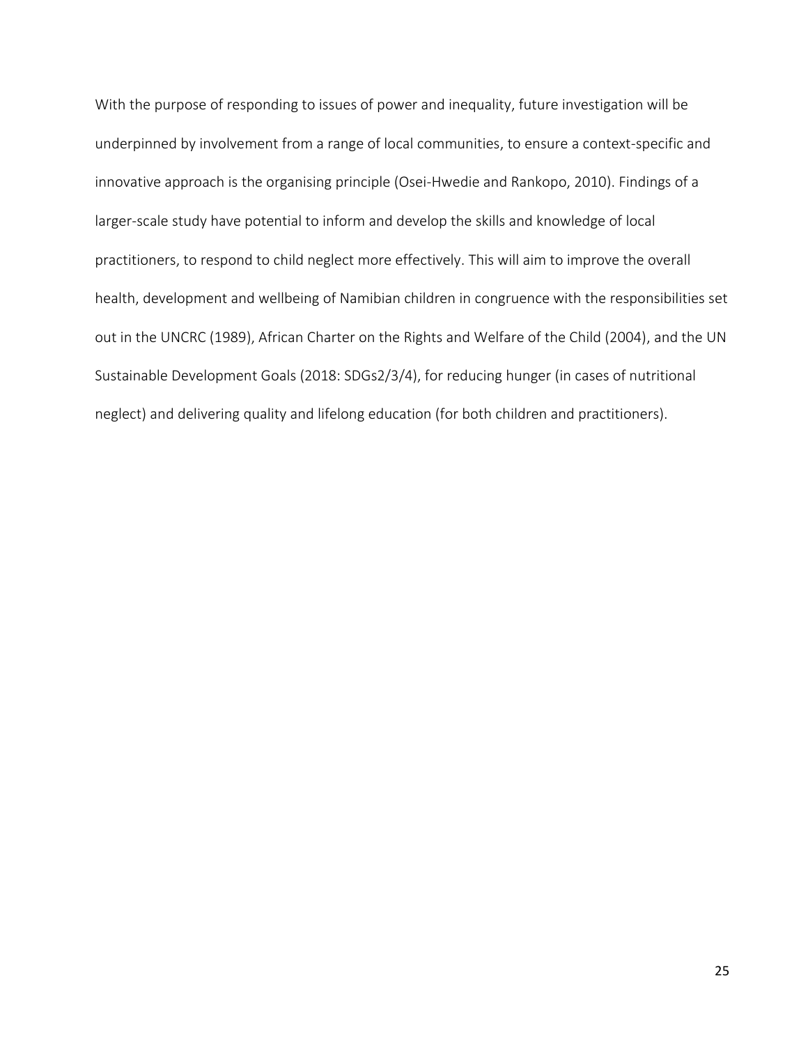With the purpose of responding to issues of power and inequality, future investigation will be underpinned by involvement from a range of local communities, to ensure a context-specific and innovative approach is the organising principle (Osei-Hwedie and Rankopo, 2010). Findings of a larger-scale study have potential to inform and develop the skills and knowledge of local practitioners, to respond to child neglect more effectively. This will aim to improve the overall health, development and wellbeing of Namibian children in congruence with the responsibilities set out in the UNCRC (1989), African Charter on the Rights and Welfare of the Child (2004), and the UN Sustainable Development Goals (2018: SDGs2/3/4), for reducing hunger (in cases of nutritional neglect) and delivering quality and lifelong education (for both children and practitioners).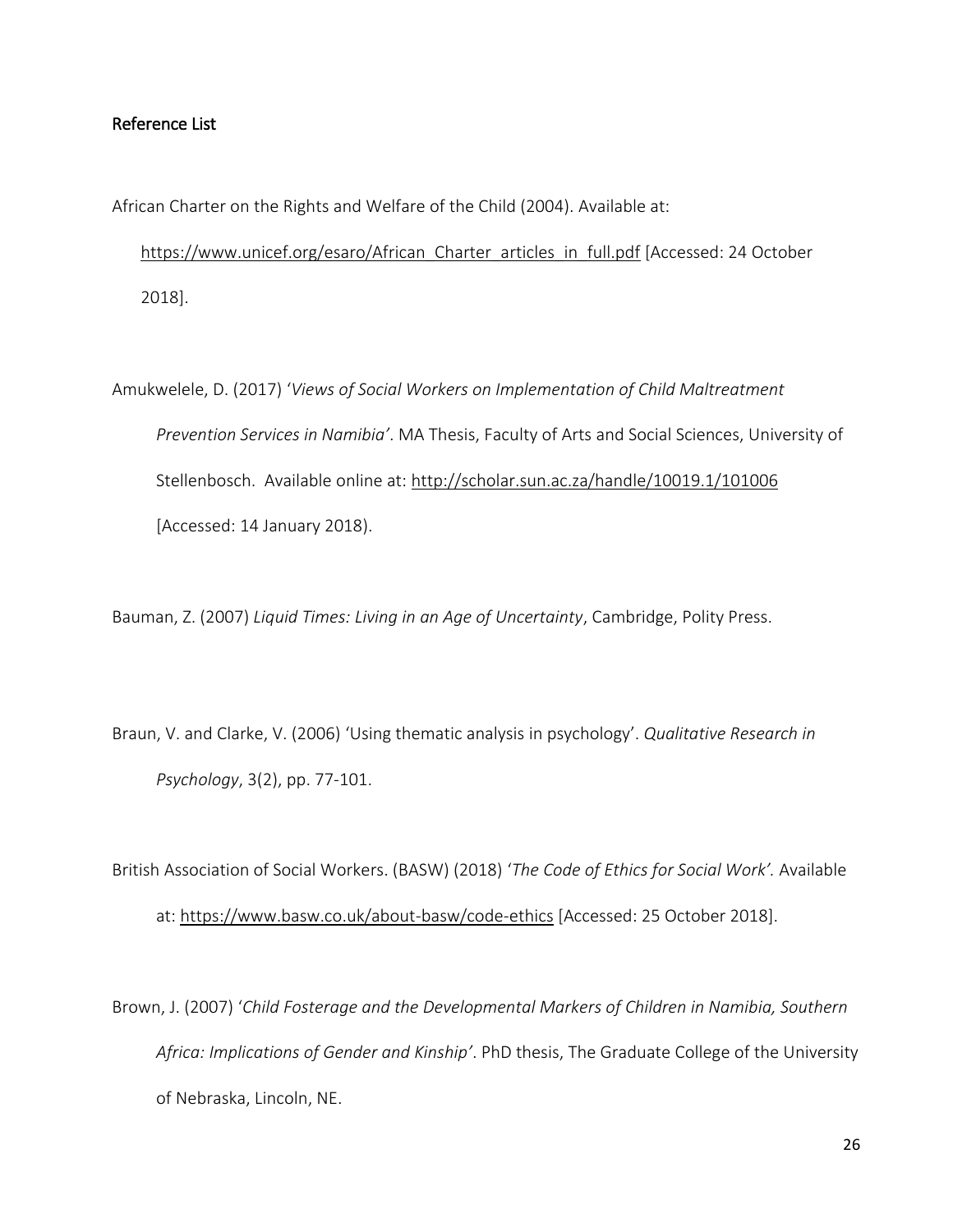## Reference List

African Charter on the Rights and Welfare of the Child (2004). Available at: https://www.unicef.org/esaro/African_Charter_articles_in_full.pdf [Accessed: 24 October 2018].

Amukwelele, D. (2017) '*Views of Social Workers on Implementation of Child Maltreatment Prevention Services in Namibia'*. MA Thesis, Faculty of Arts and Social Sciences, University of Stellenbosch. Available online at: http://scholar.sun.ac.za/handle/10019.1/101006 [Accessed: 14 January 2018).

Bauman, Z. (2007) *Liquid Times: Living in an Age of Uncertainty*, Cambridge, Polity Press.

Braun, V. and Clarke, V. (2006) 'Using thematic analysis in psychology'. *Qualitative Research in Psychology*, 3(2), pp. 77-101.

British Association of Social Workers. (BASW) (2018) '*The Code of Ethics for Social Work'.* Available at: https://www.basw.co.uk/about-basw/code-ethics [Accessed: 25 October 2018].

Brown, J. (2007) '*Child Fosterage and the Developmental Markers of Children in Namibia, Southern Africa: Implications of Gender and Kinship'*. PhD thesis, The Graduate College of the University of Nebraska, Lincoln, NE.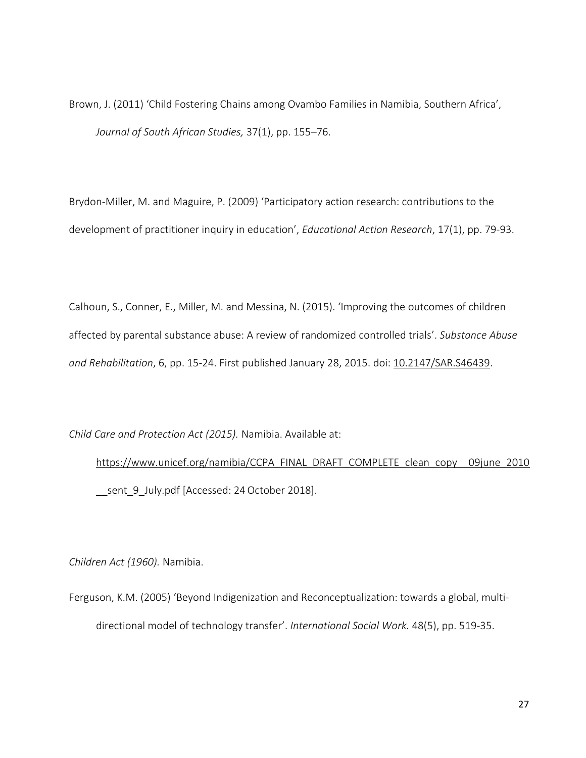Brown, J. (2011) 'Child Fostering Chains among Ovambo Families in Namibia, Southern Africa', *Journal of South African Studies,* 37(1), pp. 155–76.

Brydon-Miller, M. and Maguire, P. (2009) 'Participatory action research: contributions to the development of practitioner inquiry in education', *Educational Action Research*, 17(1), pp. 79-93.

Calhoun, S., Conner, E., Miller, M. and Messina, N. (2015). 'Improving the outcomes of children affected by parental substance abuse: A review of randomized controlled trials'. *Substance Abuse and Rehabilitation*, 6, pp. 15-24. First published January 28, 2015. doi: 10.2147/SAR.S46439.

*Child Care and Protection Act (2015).* Namibia. Available at: https://www.unicef.org/namibia/CCPA_FINAL_DRAFT_COMPLETE_clean_copy__09june_2010__sent_9_July.pdf [Accessed: 24 October 2018].

*Children Act (1960).* Namibia.

Ferguson, K.M. (2005) 'Beyond Indigenization and Reconceptualization: towards a global, multi-directional model of technology transfer'. *International Social Work.* 48(5), pp. 519-35.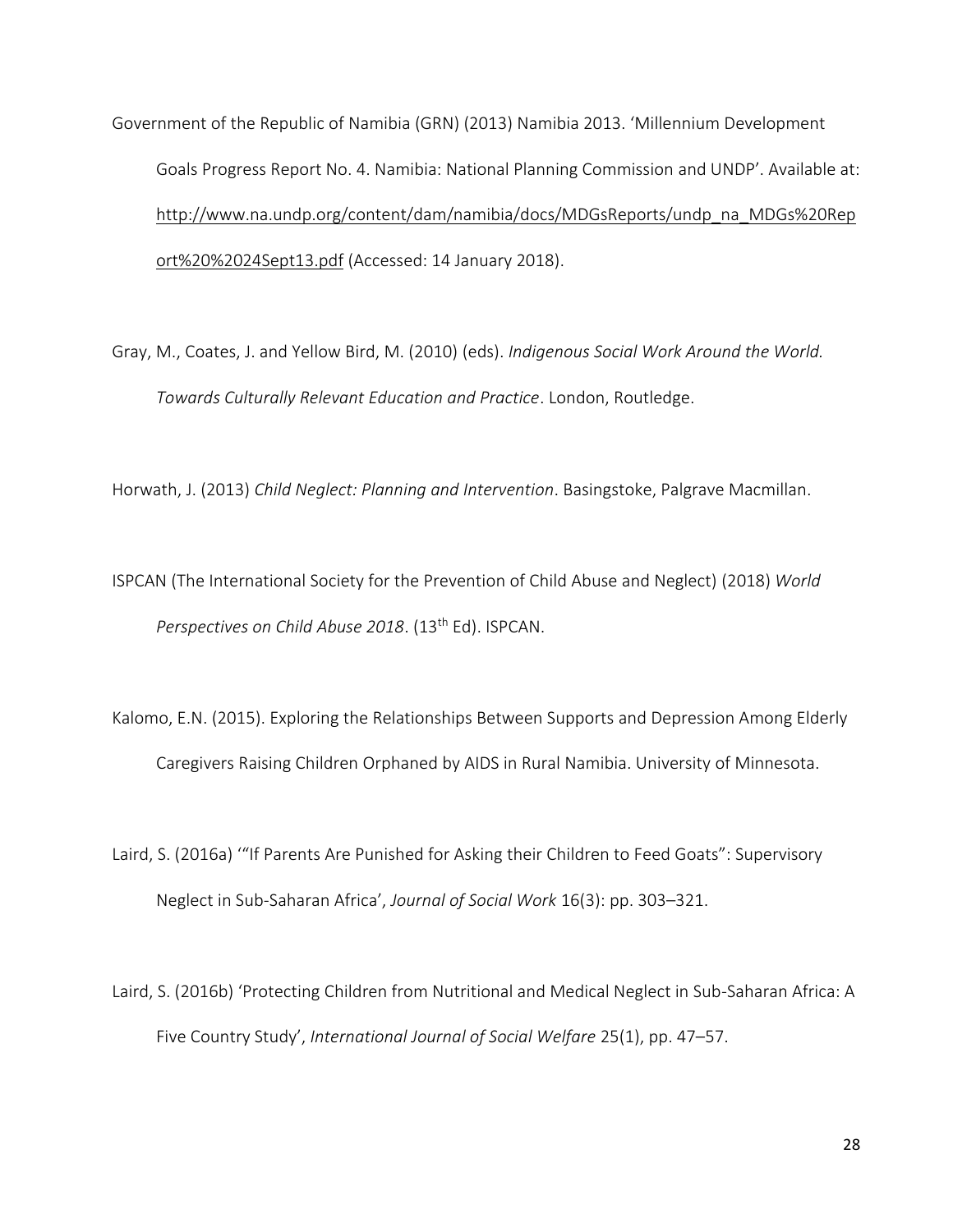Government of the Republic of Namibia (GRN) (2013) Namibia 2013. 'Millennium Development Goals Progress Report No. 4. Namibia: National Planning Commission and UNDP'. Available at: http://www.na.undp.org/content/dam/namibia/docs/MDGsReports/undp_na_MDGs%20Report%20%2024Sept13.pdf (Accessed: 14 January 2018).

Gray, M., Coates, J. and Yellow Bird, M. (2010) (eds). *Indigenous Social Work Around the World. Towards Culturally Relevant Education and Practice*. London, Routledge.

Horwath, J. (2013) *Child Neglect: Planning and Intervention*. Basingstoke, Palgrave Macmillan.

ISPCAN (The International Society for the Prevention of Child Abuse and Neglect) (2018) *World Perspectives on Child Abuse 2018*. (13th Ed). ISPCAN.

Kalomo, E.N. (2015). Exploring the Relationships Between Supports and Depression Among Elderly Caregivers Raising Children Orphaned by AIDS in Rural Namibia. University of Minnesota.

Laird, S. (2016a) '"If Parents Are Punished for Asking their Children to Feed Goats": Supervisory Neglect in Sub-Saharan Africa', *Journal of Social Work* 16(3): pp. 303–321.

Laird, S. (2016b) 'Protecting Children from Nutritional and Medical Neglect in Sub-Saharan Africa: A Five Country Study', *International Journal of Social Welfare* 25(1), pp. 47–57.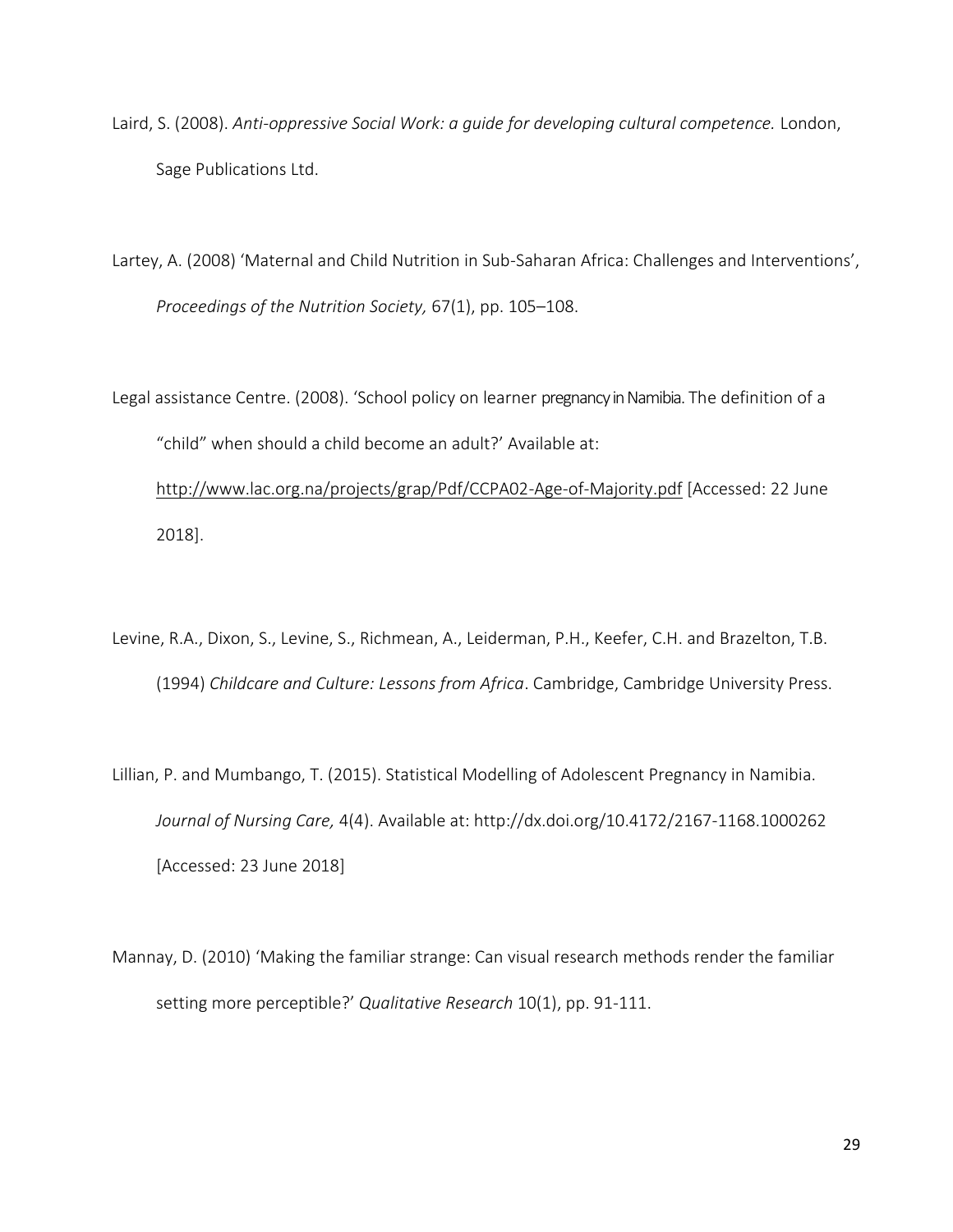Laird, S. (2008). *Anti-oppressive Social Work: a guide for developing cultural competence.* London, Sage Publications Ltd.

Lartey, A. (2008) 'Maternal and Child Nutrition in Sub-Saharan Africa: Challenges and Interventions', *Proceedings of the Nutrition Society,* 67(1), pp. 105–108.

Legal assistance Centre. (2008). 'School policy on learner pregnancy in Namibia. The definition of a "child" when should a child become an adult?' Available at: http://www.lac.org.na/projects/grap/Pdf/CCPA02-Age-of-Majority.pdf [Accessed: 22 June 2018].

Levine, R.A., Dixon, S., Levine, S., Richmean, A., Leiderman, P.H., Keefer, C.H. and Brazelton, T.B. (1994) *Childcare and Culture: Lessons from Africa*. Cambridge, Cambridge University Press.

Lillian, P. and Mumbango, T. (2015). Statistical Modelling of Adolescent Pregnancy in Namibia. *Journal of Nursing Care,* 4(4). Available at: http://dx.doi.org/10.4172/2167-1168.1000262 [Accessed: 23 June 2018]

Mannay, D. (2010) 'Making the familiar strange: Can visual research methods render the familiar setting more perceptible?' *Qualitative Research* 10(1), pp. 91-111.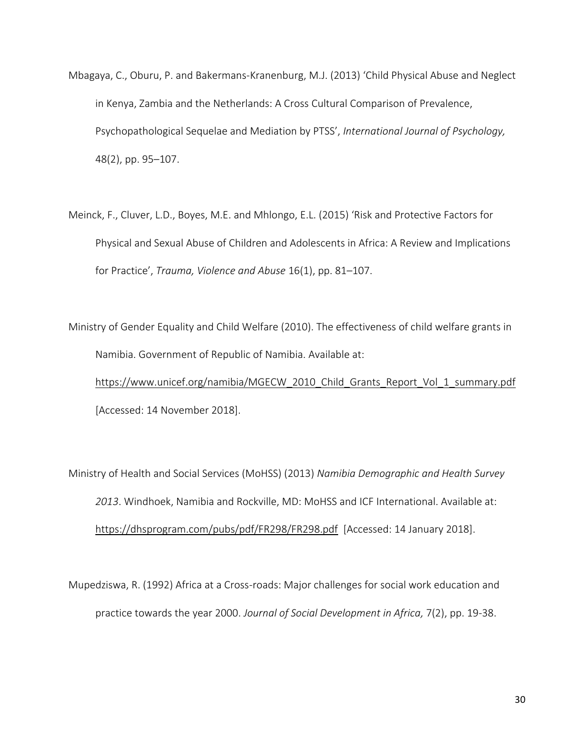Mbagaya, C., Oburu, P. and Bakermans-Kranenburg, M.J. (2013) ‘Child Physical Abuse and Neglect in Kenya, Zambia and the Netherlands: A Cross Cultural Comparison of Prevalence, Psychopathological Sequelae and Mediation by PTSS’, *International Journal of Psychology,* 48(2), pp. 95–107.

Meinck, F., Cluver, L.D., Boyes, M.E. and Mhlongo, E.L. (2015) ‘Risk and Protective Factors for Physical and Sexual Abuse of Children and Adolescents in Africa: A Review and Implications for Practice’, *Trauma, Violence and Abuse* 16(1), pp. 81–107.

Ministry of Gender Equality and Child Welfare (2010). The effectiveness of child welfare grants in Namibia. Government of Republic of Namibia. Available at: https://www.unicef.org/namibia/MGECW_2010_Child_Grants_Report_Vol_1_summary.pdf [Accessed: 14 November 2018].

Ministry of Health and Social Services (MoHSS) (2013) *Namibia Demographic and Health Survey 2013*. Windhoek, Namibia and Rockville, MD: MoHSS and ICF International. Available at: https://dhsprogram.com/pubs/pdf/FR298/FR298.pdf [Accessed: 14 January 2018].

Mupedziswa, R. (1992) Africa at a Cross-roads: Major challenges for social work education and practice towards the year 2000. *Journal of Social Development in Africa,* 7(2), pp. 19-38.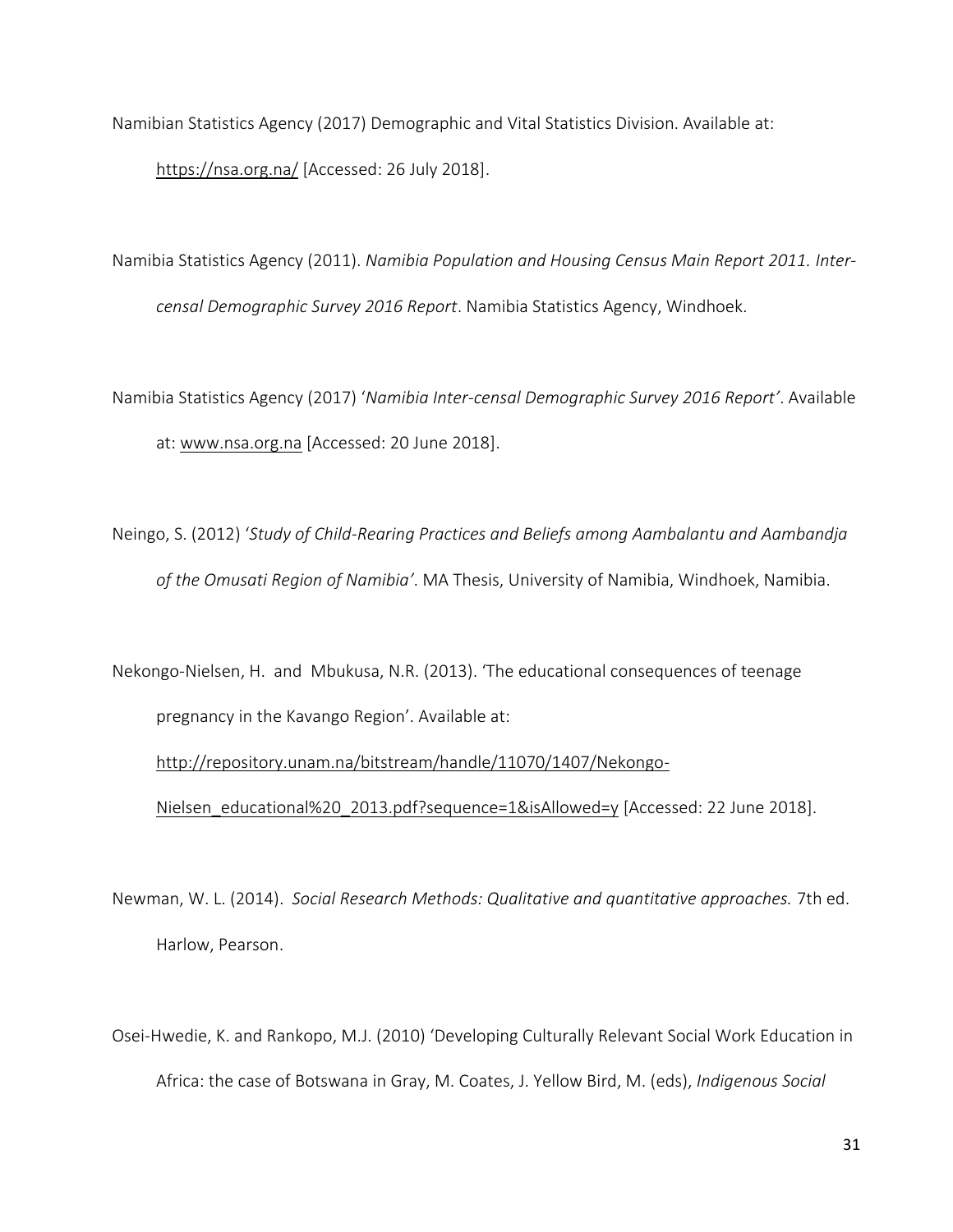Namibian Statistics Agency (2017) Demographic and Vital Statistics Division. Available at: https://nsa.org.na/ [Accessed: 26 July 2018].

Namibia Statistics Agency (2011). *Namibia Population and Housing Census Main Report 2011. Inter-censal Demographic Survey 2016 Report*. Namibia Statistics Agency, Windhoek.

Namibia Statistics Agency (2017) '*Namibia Inter-censal Demographic Survey 2016 Report'*. Available at: www.nsa.org.na [Accessed: 20 June 2018].

Neingo, S. (2012) '*Study of Child-Rearing Practices and Beliefs among Aambalantu and Aambandja of the Omusati Region of Namibia'*. MA Thesis, University of Namibia, Windhoek, Namibia.

Nekongo-Nielsen, H. and Mbukusa, N.R. (2013). 'The educational consequences of teenage pregnancy in the Kavango Region'. Available at: http://repository.unam.na/bitstream/handle/11070/1407/Nekongo-Nielsen_educational%20_2013.pdf?sequence=1&isAllowed=y [Accessed: 22 June 2018].

Newman, W. L. (2014). *Social Research Methods: Qualitative and quantitative approaches.* 7th ed. Harlow, Pearson.

Osei-Hwedie, K. and Rankopo, M.J. (2010) 'Developing Culturally Relevant Social Work Education in Africa: the case of Botswana in Gray, M. Coates, J. Yellow Bird, M. (eds), *Indigenous Social*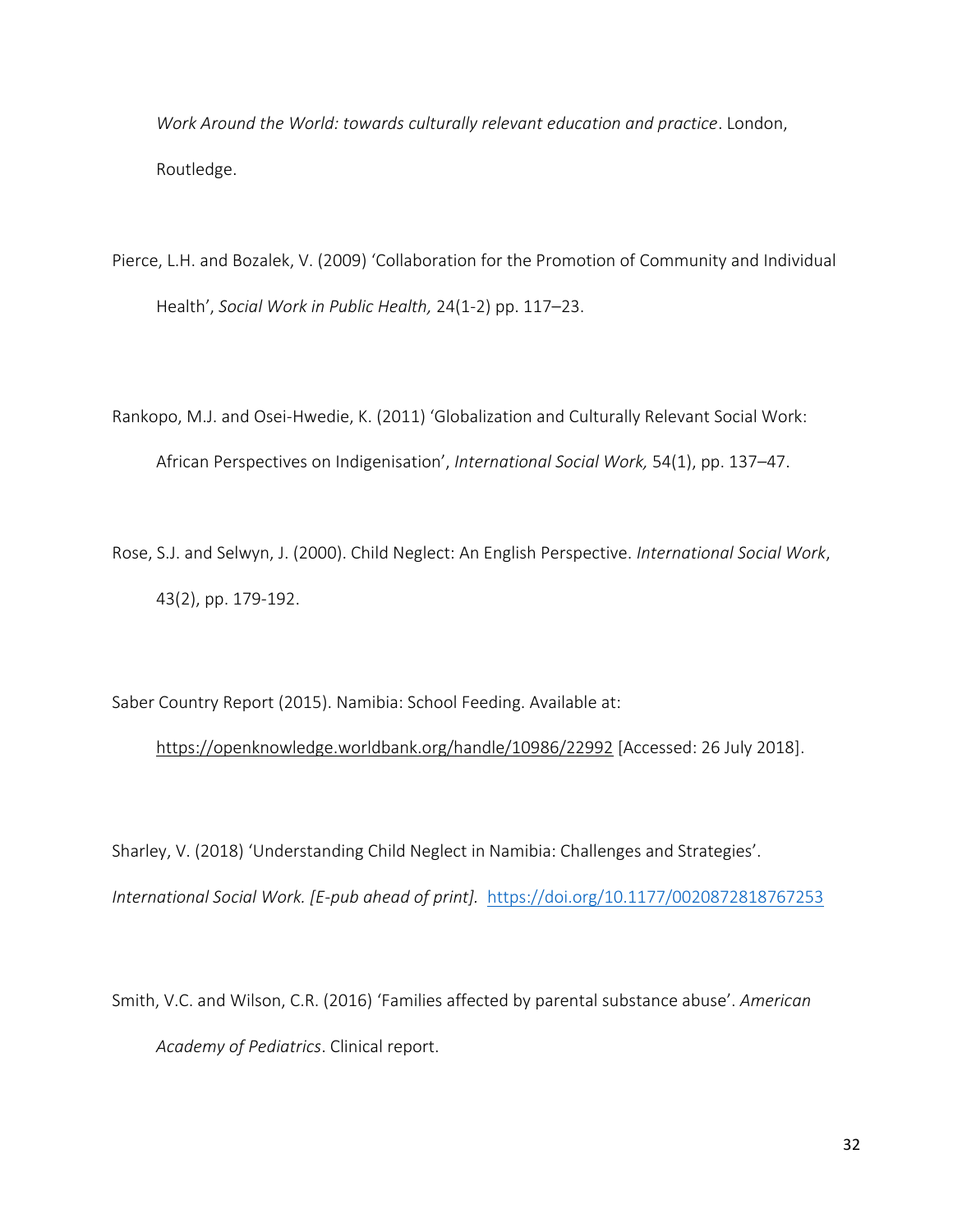*Work Around the World: towards culturally relevant education and practice*. London, Routledge.

Pierce, L.H. and Bozalek, V. (2009) 'Collaboration for the Promotion of Community and Individual Health', *Social Work in Public Health,* 24(1-2) pp. 117–23.

Rankopo, M.J. and Osei-Hwedie, K. (2011) 'Globalization and Culturally Relevant Social Work: African Perspectives on Indigenisation', *International Social Work,* 54(1), pp. 137–47.

Rose, S.J. and Selwyn, J. (2000). Child Neglect: An English Perspective. *International Social Work*, 43(2), pp. 179-192.

Saber Country Report (2015). Namibia: School Feeding. Available at: https://openknowledge.worldbank.org/handle/10986/22992 [Accessed: 26 July 2018].

Sharley, V. (2018) 'Understanding Child Neglect in Namibia: Challenges and Strategies'. *International Social Work. [E-pub ahead of print].* https://doi.org/10.1177/0020872818767253

Smith, V.C. and Wilson, C.R. (2016) 'Families affected by parental substance abuse'. *American Academy of Pediatrics*. Clinical report.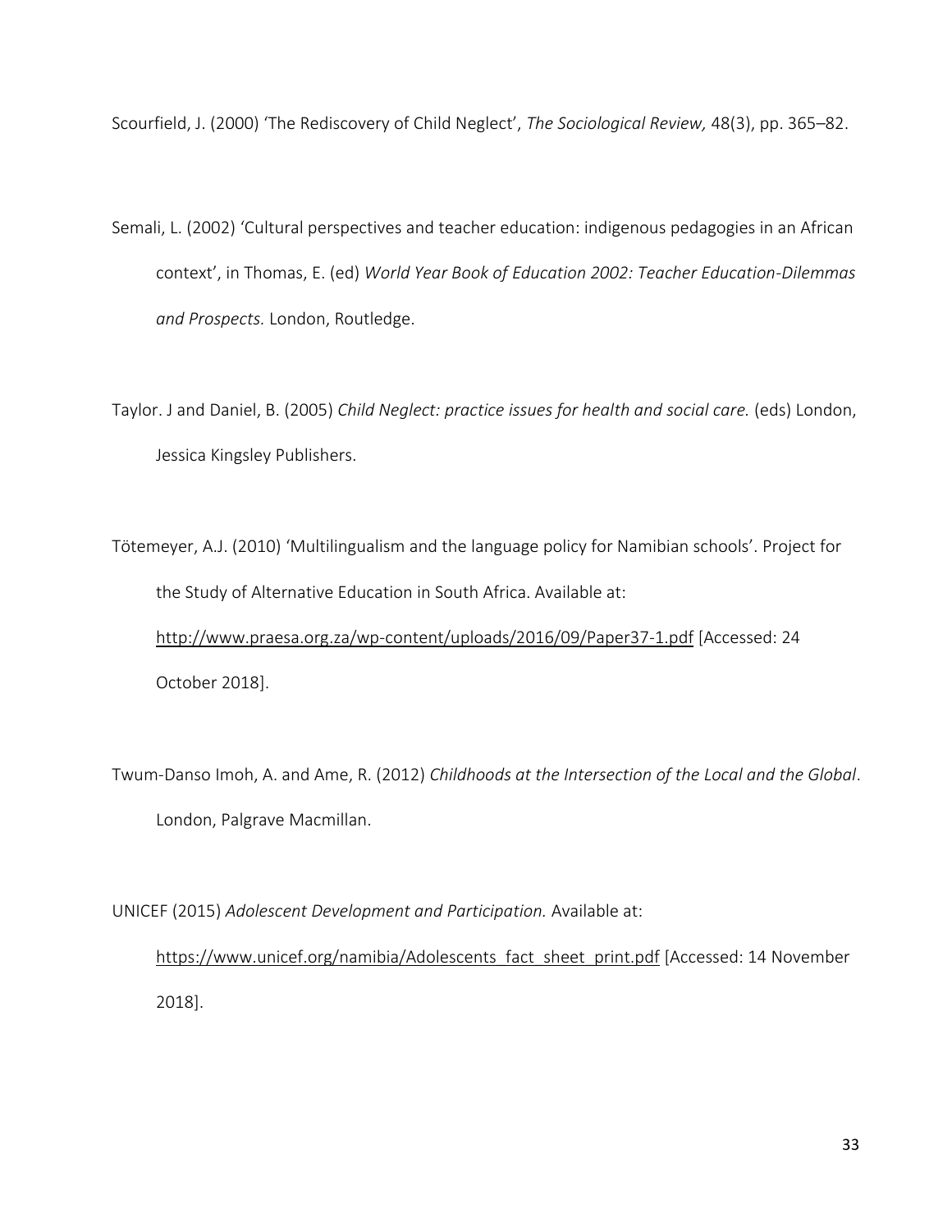Scourfield, J. (2000) 'The Rediscovery of Child Neglect', *The Sociological Review,* 48(3), pp. 365–82.

Semali, L. (2002) 'Cultural perspectives and teacher education: indigenous pedagogies in an African context', in Thomas, E. (ed) *World Year Book of Education 2002: Teacher Education-Dilemmas and Prospects.* London, Routledge.

Taylor. J and Daniel, B. (2005) *Child Neglect: practice issues for health and social care.* (eds) London, Jessica Kingsley Publishers.

Tötemeyer, A.J. (2010) 'Multilingualism and the language policy for Namibian schools'. Project for the Study of Alternative Education in South Africa. Available at: http://www.praesa.org.za/wp-content/uploads/2016/09/Paper37-1.pdf [Accessed: 24 October 2018].

Twum-Danso Imoh, A. and Ame, R. (2012) *Childhoods at the Intersection of the Local and the Global*. London, Palgrave Macmillan.

UNICEF (2015) *Adolescent Development and Participation.* Available at: https://www.unicef.org/namibia/Adolescents_fact_sheet_print.pdf [Accessed: 14 November 2018].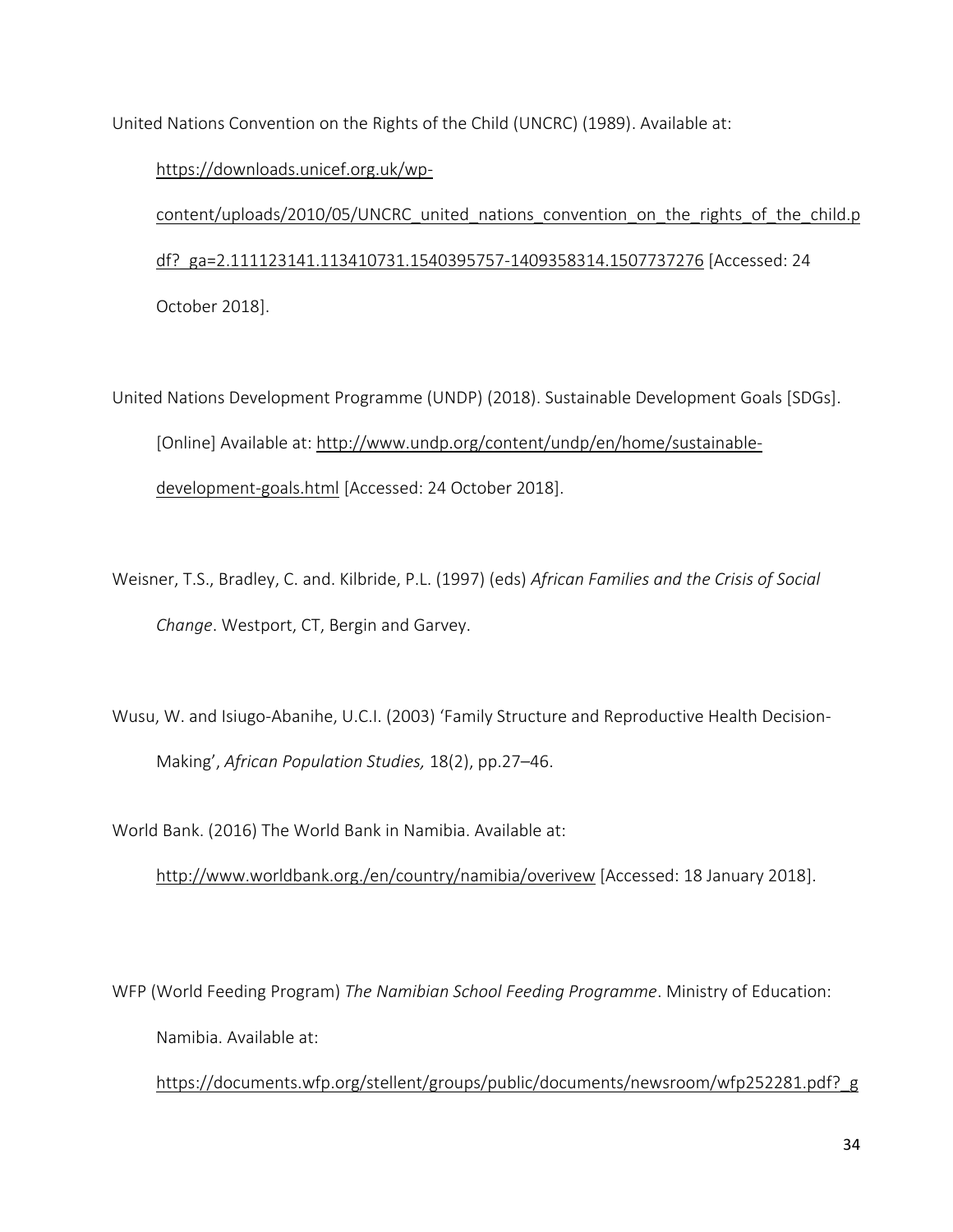United Nations Convention on the Rights of the Child (UNCRC) (1989). Available at: https://downloads.unicef.org.uk/wp-content/uploads/2010/05/UNCRC_united_nations_convention_on_the_rights_of_the_child.pdf?_ga=2.111123141.113410731.1540395757-1409358314.1507737276 [Accessed: 24 October 2018].

United Nations Development Programme (UNDP) (2018). Sustainable Development Goals [SDGs]. [Online] Available at: http://www.undp.org/content/undp/en/home/sustainable-development-goals.html [Accessed: 24 October 2018].

Weisner, T.S., Bradley, C. and. Kilbride, P.L. (1997) (eds) *African Families and the Crisis of Social Change*. Westport, CT, Bergin and Garvey.

Wusu, W. and Isiugo-Abanihe, U.C.I. (2003) 'Family Structure and Reproductive Health Decision-Making', *African Population Studies,* 18(2), pp.27–46.

World Bank. (2016) The World Bank in Namibia. Available at: http://www.worldbank.org./en/country/namibia/overivew [Accessed: 18 January 2018].

WFP (World Feeding Program) *The Namibian School Feeding Programme*. Ministry of Education: Namibia. Available at: https://documents.wfp.org/stellent/groups/public/documents/newsroom/wfp252281.pdf?_g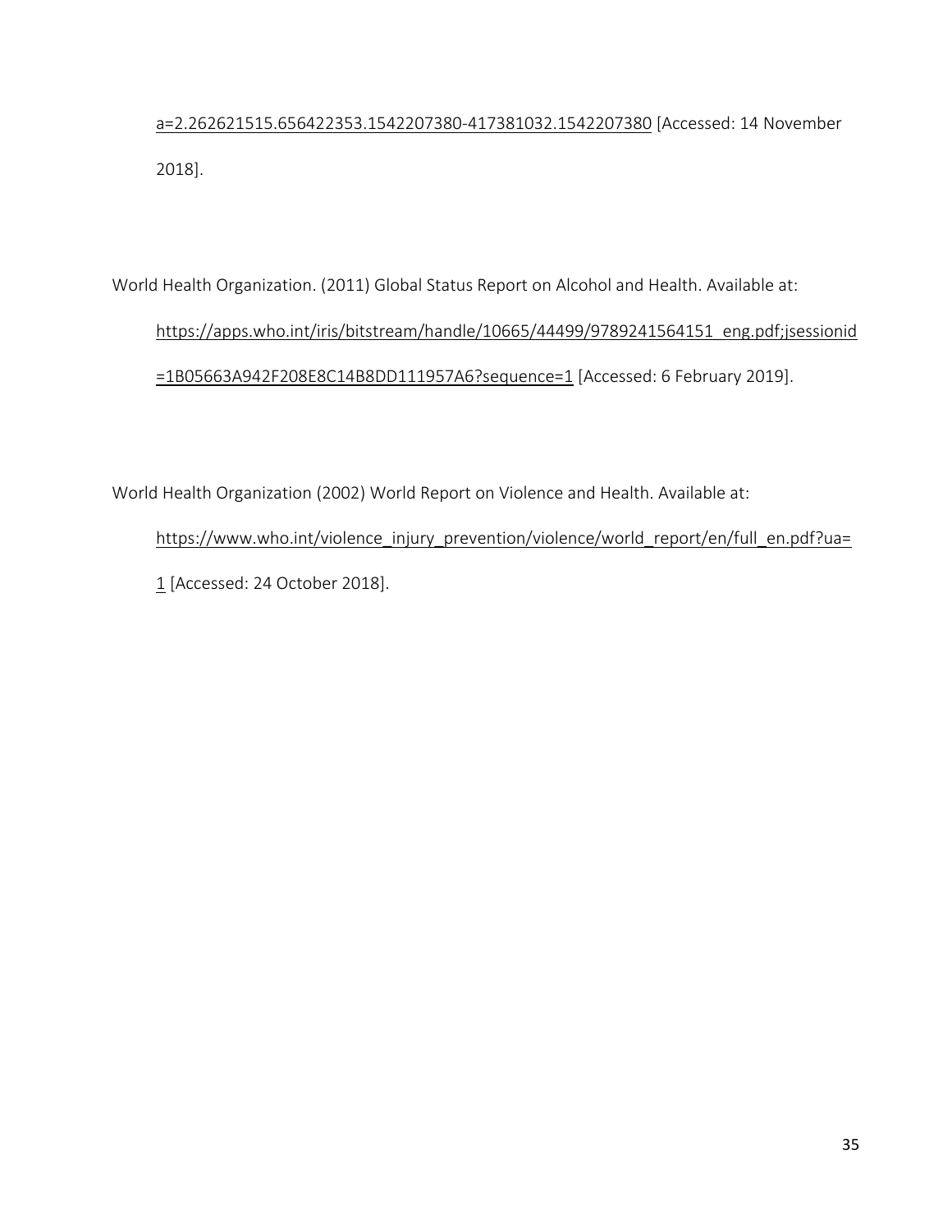a=2.262621515.656422353.1542207380-417381032.1542207380 [Accessed: 14 November 2018].

World Health Organization. (2011) Global Status Report on Alcohol and Health. Available at: https://apps.who.int/iris/bitstream/handle/10665/44499/9789241564151_eng.pdf;jsessionid=1B05663A942F208E8C14B8DD111957A6?sequence=1 [Accessed: 6 February 2019].

World Health Organization (2002) World Report on Violence and Health. Available at: https://www.who.int/violence_injury_prevention/violence/world_report/en/full_en.pdf?ua=1 [Accessed: 24 October 2018].